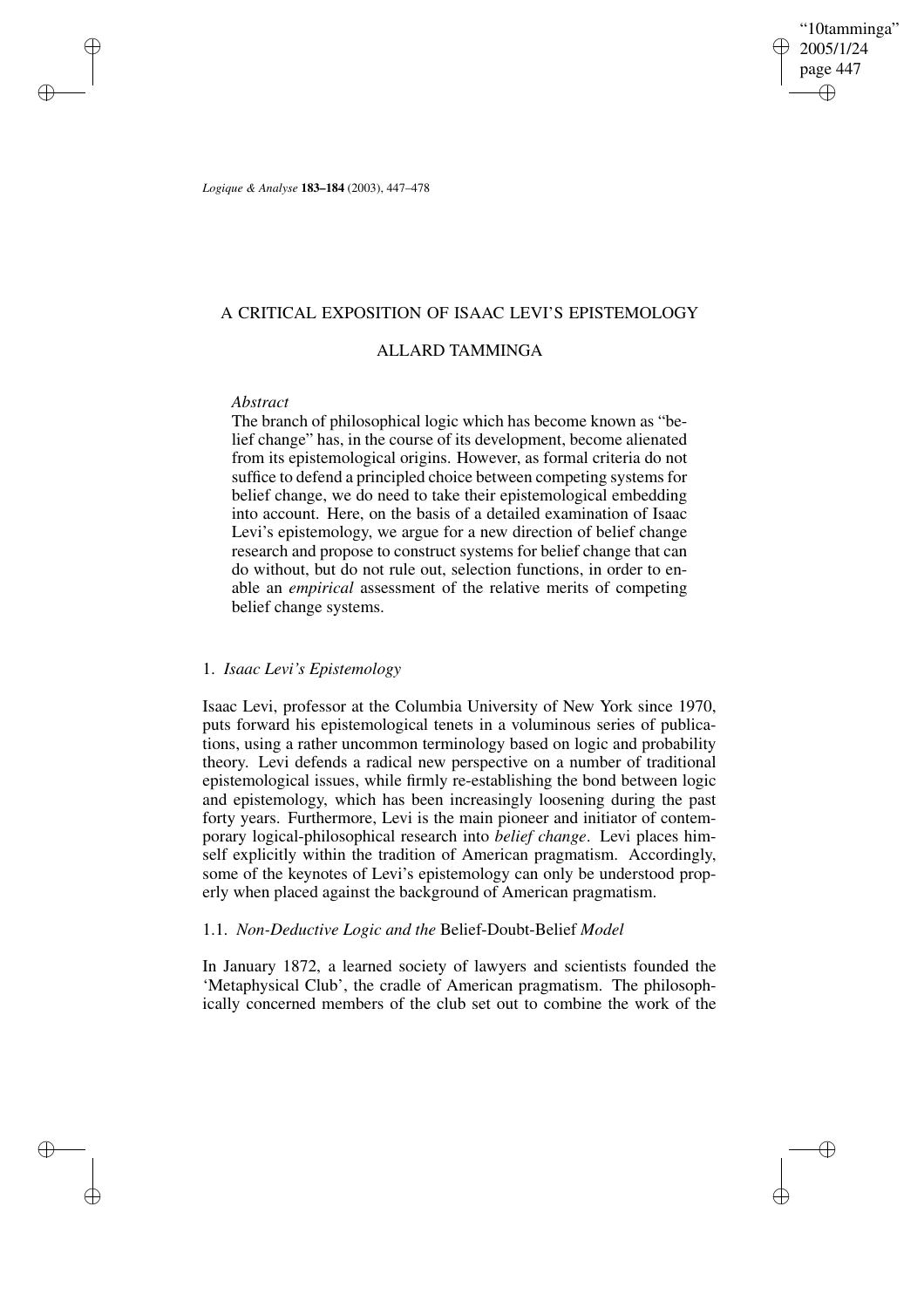# A CRITICAL EXPOSITION OF ISAAC LEVI'S EPISTEMOLOGY

## ALLARD TAMMINGA

*Abstract*

The branch of philosophical logic which has become known as "belief change" has, in the course of its development, become alienated from its epistemological origins. However, as formal criteria do not suffice to defend a principled choice between competing systems for belief change, we do need to take their epistemological embedding into account. Here, on the basis of a detailed examination of Isaac Levi's epistemology, we argue for a new direction of belief change research and propose to construct systems for belief change that can do without, but do not rule out, selection functions, in order to enable an *empirical* assessment of the relative merits of competing belief change systems.

## 1. *Isaac Levi's Epistemology*

Isaac Levi, professor at the Columbia University of New York since 1970, puts forward his epistemological tenets in a voluminous series of publications, using a rather uncommon terminology based on logic and probability theory. Levi defends a radical new perspective on a number of traditional epistemological issues, while firmly re-establishing the bond between logic and epistemology, which has been increasingly loosening during the past forty years. Furthermore, Levi is the main pioneer and initiator of contemporary logical-philosophical research into *belief change*. Levi places himself explicitly within the tradition of American pragmatism. Accordingly, some of the keynotes of Levi's epistemology can only be understood properly when placed against the background of American pragmatism.

### 1.1. *Non-Deductive Logic and the* Belief-Doubt-Belief *Model*

In January 1872, a learned society of lawyers and scientists founded the 'Metaphysical Club', the cradle of American pragmatism. The philosophically concerned members of the club set out to combine the work of the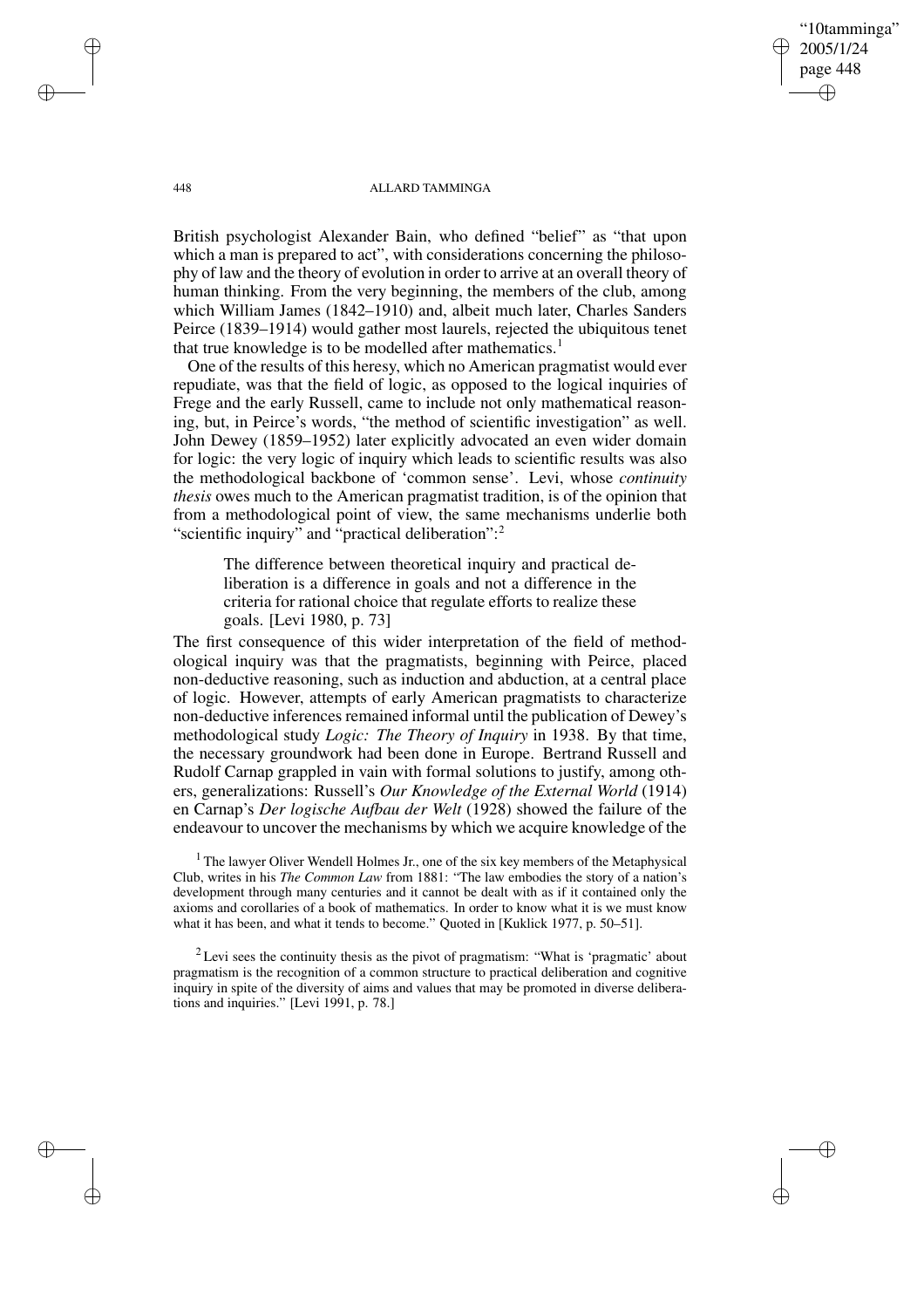British psychologist Alexander Bain, who defined "belief" as "that upon which a man is prepared to act", with considerations concerning the philosophy of law and the theory of evolution in order to arrive at an overall theory of human thinking. From the very beginning, the members of the club, among which William James (1842–1910) and, albeit much later, Charles Sanders Peirce (1839–1914) would gather most laurels, rejected the ubiquitous tenet that true knowledge is to be modelled after mathematics.[1]

One of the results of this heresy, which no American pragmatist would ever repudiate, was that the field of logic, as opposed to the logical inquiries of Frege and the early Russell, came to include not only mathematical reasoning, but, in Peirce's words, "the method of scientific investigation" as well. John Dewey (1859–1952) later explicitly advocated an even wider domain for logic: the very logic of inquiry which leads to scientific results was also the methodological backbone of 'common sense'. Levi, whose *continuity thesis* owes much to the American pragmatist tradition, is of the opinion that from a methodological point of view, the same mechanisms underlie both "scientific inquiry" and "practical deliberation":[2]

> The difference between theoretical inquiry and practical deliberation is a difference in goals and not a difference in the criteria for rational choice that regulate efforts to realize these goals. [Levi 1980, p. 73]

The first consequence of this wider interpretation of the field of methodological inquiry was that the pragmatists, beginning with Peirce, placed non-deductive reasoning, such as induction and abduction, at a central place of logic. However, attempts of early American pragmatists to characterize non-deductive inferences remained informal until the publication of Dewey's methodological study *Logic: The Theory of Inquiry* in 1938. By that time, the necessary groundwork had been done in Europe. Bertrand Russell and Rudolf Carnap grappled in vain with formal solutions to justify, among others, generalizations: Russell's *Our Knowledge of the External World* (1914) en Carnap's *Der logische Aufbau der Welt* (1928) showed the failure of the endeavour to uncover the mechanisms by which we acquire knowledge of the

[1] The lawyer Oliver Wendell Holmes Jr., one of the six key members of the Metaphysical Club, writes in his *The Common Law* from 1881: "The law embodies the story of a nation's development through many centuries and it cannot be dealt with as if it contained only the axioms and corollaries of a book of mathematics. In order to know what it is we must know what it has been, and what it tends to become." Quoted in [Kuklick 1977, p. 50–51].

[2] Levi sees the continuity thesis as the pivot of pragmatism: "What is 'pragmatic' about pragmatism is the recognition of a common structure to practical deliberation and cognitive inquiry in spite of the diversity of aims and values that may be promoted in diverse deliberations and inquiries." [Levi 1991, p. 78.]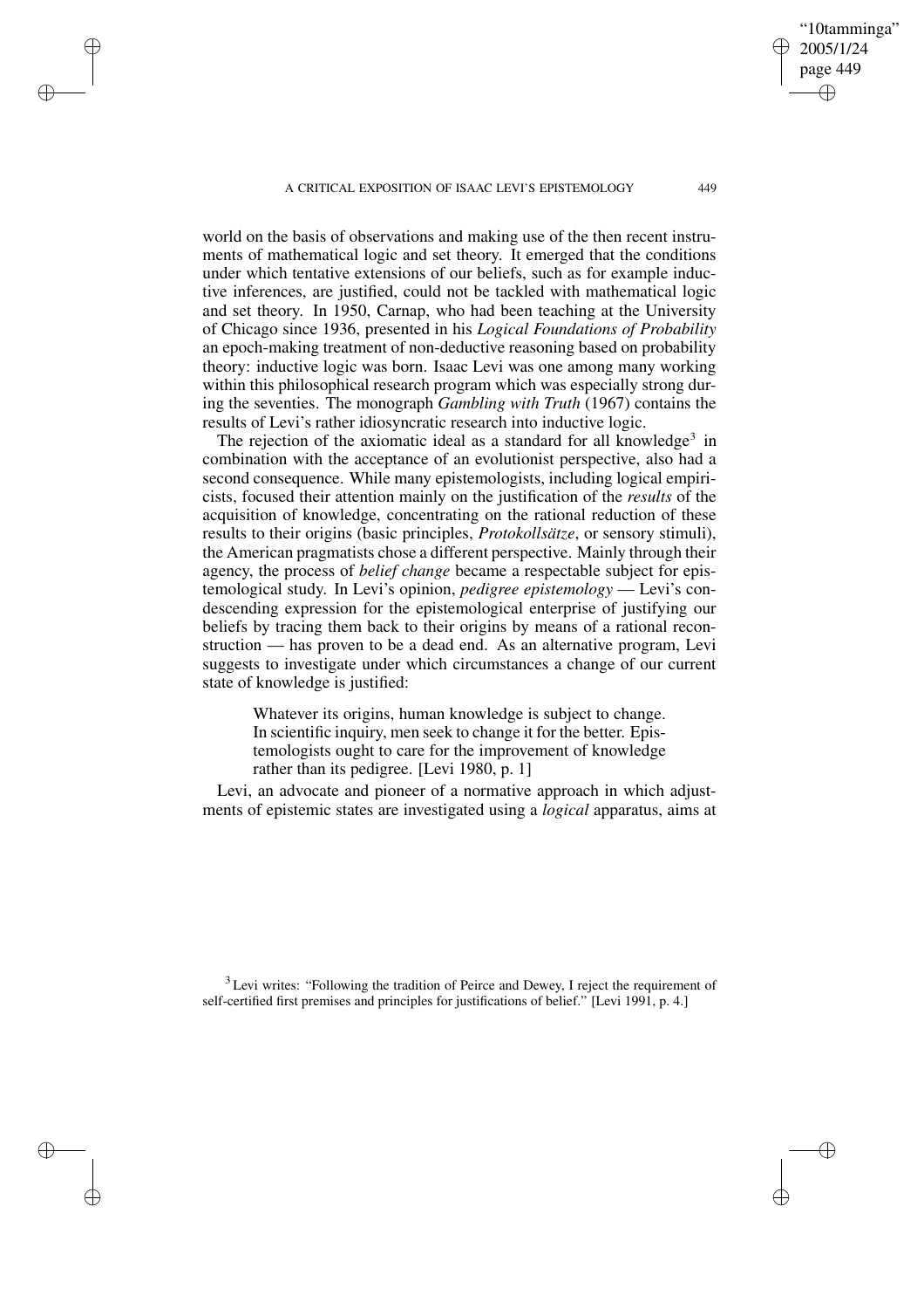world on the basis of observations and making use of the then recent instruments of mathematical logic and set theory. It emerged that the conditions under which tentative extensions of our beliefs, such as for example inductive inferences, are justified, could not be tackled with mathematical logic and set theory. In 1950, Carnap, who had been teaching at the University of Chicago since 1936, presented in his *Logical Foundations of Probability* an epoch-making treatment of non-deductive reasoning based on probability theory: inductive logic was born. Isaac Levi was one among many working within this philosophical research program which was especially strong during the seventies. The monograph *Gambling with Truth* (1967) contains the results of Levi's rather idiosyncratic research into inductive logic.

The rejection of the axiomatic ideal as a standard for all knowledge[3] in combination with the acceptance of an evolutionist perspective, also had a second consequence. While many epistemologists, including logical empiricists, focused their attention mainly on the justification of the *results* of the acquisition of knowledge, concentrating on the rational reduction of these results to their origins (basic principles, *Protokollsätze*, or sensory stimuli), the American pragmatists chose a different perspective. Mainly through their agency, the process of *belief change* became a respectable subject for epistemological study. In Levi's opinion, *pedigree epistemology* — Levi's condescending expression for the epistemological enterprise of justifying our beliefs by tracing them back to their origins by means of a rational reconstruction — has proven to be a dead end. As an alternative program, Levi suggests to investigate under which circumstances a change of our current state of knowledge is justified:

> Whatever its origins, human knowledge is subject to change. In scientific inquiry, men seek to change it for the better. Epistemologists ought to care for the improvement of knowledge rather than its pedigree. [Levi 1980, p. 1]

Levi, an advocate and pioneer of a normative approach in which adjustments of epistemic states are investigated using a *logical* apparatus, aims at

[3] Levi writes: "Following the tradition of Peirce and Dewey, I reject the requirement of self-certified first premises and principles for justifications of belief." [Levi 1991, p. 4.]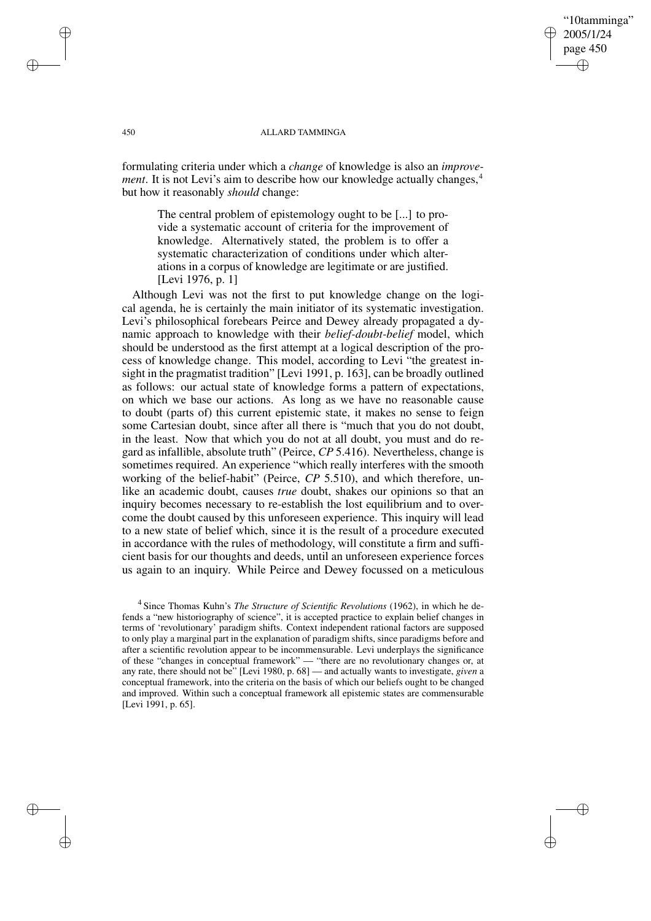formulating criteria under which a *change* of knowledge is also an *improvement*. It is not Levi's aim to describe how our knowledge actually changes,[4] but how it reasonably *should* change:

> The central problem of epistemology ought to be [...] to provide a systematic account of criteria for the improvement of knowledge. Alternatively stated, the problem is to offer a systematic characterization of conditions under which alterations in a corpus of knowledge are legitimate or are justified. [Levi 1976, p. 1]

Although Levi was not the first to put knowledge change on the logical agenda, he is certainly the main initiator of its systematic investigation. Levi's philosophical forebears Peirce and Dewey already propagated a dynamic approach to knowledge with their *belief-doubt-belief* model, which should be understood as the first attempt at a logical description of the process of knowledge change. This model, according to Levi "the greatest insight in the pragmatist tradition" [Levi 1991, p. 163], can be broadly outlined as follows: our actual state of knowledge forms a pattern of expectations, on which we base our actions. As long as we have no reasonable cause to doubt (parts of) this current epistemic state, it makes no sense to feign some Cartesian doubt, since after all there is "much that you do not doubt, in the least. Now that which you do not at all doubt, you must and do regard as infallible, absolute truth" (Peirce, *CP* 5.416). Nevertheless, change is sometimes required. An experience "which really interferes with the smooth working of the belief-habit" (Peirce, *CP* 5.510), and which therefore, unlike an academic doubt, causes *true* doubt, shakes our opinions so that an inquiry becomes necessary to re-establish the lost equilibrium and to overcome the doubt caused by this unforeseen experience. This inquiry will lead to a new state of belief which, since it is the result of a procedure executed in accordance with the rules of methodology, will constitute a firm and sufficient basis for our thoughts and deeds, until an unforeseen experience forces us again to an inquiry. While Peirce and Dewey focussed on a meticulous

[4] Since Thomas Kuhn's *The Structure of Scientific Revolutions* (1962), in which he defends a "new historiography of science", it is accepted practice to explain belief changes in terms of 'revolutionary' paradigm shifts. Context independent rational factors are supposed to only play a marginal part in the explanation of paradigm shifts, since paradigms before and after a scientific revolution appear to be incommensurable. Levi underplays the significance of these "changes in conceptual framework" — "there are no revolutionary changes or, at any rate, there should not be" [Levi 1980, p. 68] — and actually wants to investigate, *given* a conceptual framework, into the criteria on the basis of which our beliefs ought to be changed and improved. Within such a conceptual framework all epistemic states are commensurable [Levi 1991, p. 65].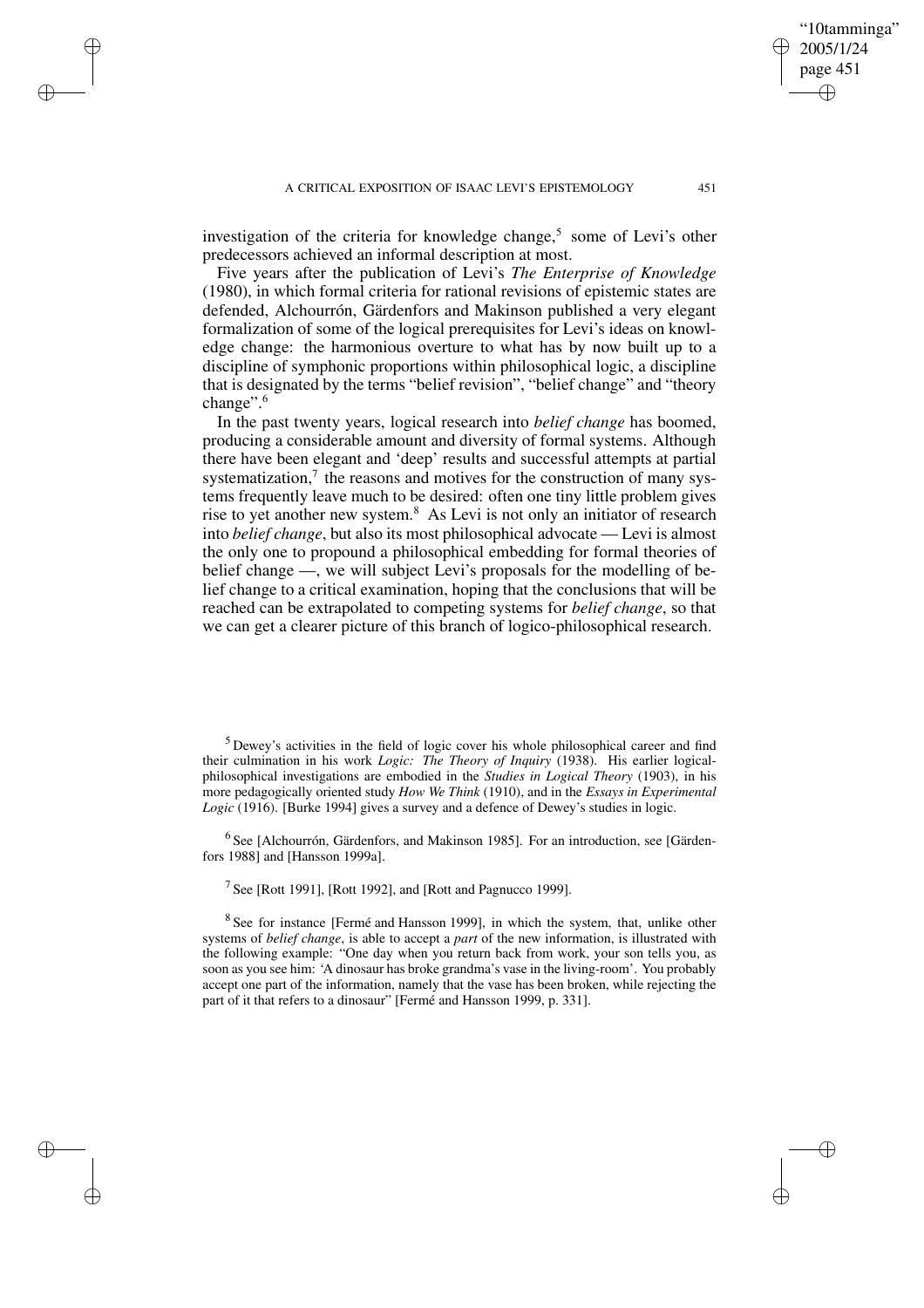investigation of the criteria for knowledge change,[5] some of Levi's other predecessors achieved an informal description at most.

Five years after the publication of Levi's *The Enterprise of Knowledge* (1980), in which formal criteria for rational revisions of epistemic states are defended, Alchourrón, Gärdenfors and Makinson published a very elegant formalization of some of the logical prerequisites for Levi's ideas on knowledge change: the harmonious overture to what has by now built up to a discipline of symphonic proportions within philosophical logic, a discipline that is designated by the terms "belief revision", "belief change" and "theory change".[6]

In the past twenty years, logical research into *belief change* has boomed, producing a considerable amount and diversity of formal systems. Although there have been elegant and 'deep' results and successful attempts at partial systematization,[7] the reasons and motives for the construction of many systems frequently leave much to be desired: often one tiny little problem gives rise to yet another new system.[8] As Levi is not only an initiator of research into *belief change*, but also its most philosophical advocate — Levi is almost the only one to propound a philosophical embedding for formal theories of belief change —, we will subject Levi's proposals for the modelling of belief change to a critical examination, hoping that the conclusions that will be reached can be extrapolated to competing systems for *belief change*, so that we can get a clearer picture of this branch of logico-philosophical research.

[5] Dewey's activities in the field of logic cover his whole philosophical career and find their culmination in his work *Logic: The Theory of Inquiry* (1938). His earlier logical-philosophical investigations are embodied in the *Studies in Logical Theory* (1903), in his more pedagogically oriented study *How We Think* (1910), and in the *Essays in Experimental Logic* (1916). [Burke 1994] gives a survey and a defence of Dewey's studies in logic.

[6] See [Alchourrón, Gärdenfors, and Makinson 1985]. For an introduction, see [Gärdenfors 1988] and [Hansson 1999a].

[7] See [Rott 1991], [Rott 1992], and [Rott and Pagnucco 1999].

[8] See for instance [Fermé and Hansson 1999], in which the system, that, unlike other systems of *belief change*, is able to accept a *part* of the new information, is illustrated with the following example: "One day when you return back from work, your son tells you, as soon as you see him: 'A dinosaur has broke grandma's vase in the living-room'. You probably accept one part of the information, namely that the vase has been broken, while rejecting the part of it that refers to a dinosaur" [Fermé and Hansson 1999, p. 331].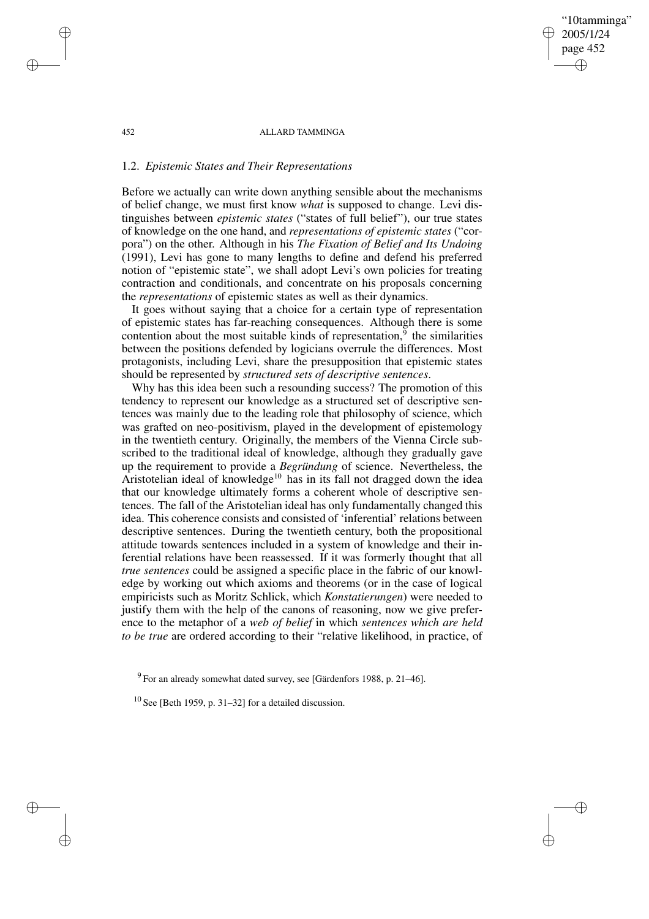### 1.2. *Epistemic States and Their Representations*

Before we actually can write down anything sensible about the mechanisms of belief change, we must first know *what* is supposed to change. Levi distinguishes between *epistemic states* ("states of full belief"), our true states of knowledge on the one hand, and *representations of epistemic states* ("corpora") on the other. Although in his *The Fixation of Belief and Its Undoing* (1991), Levi has gone to many lengths to define and defend his preferred notion of "epistemic state", we shall adopt Levi's own policies for treating contraction and conditionals, and concentrate on his proposals concerning the *representations* of epistemic states as well as their dynamics.

It goes without saying that a choice for a certain type of representation of epistemic states has far-reaching consequences. Although there is some contention about the most suitable kinds of representation,[9] the similarities between the positions defended by logicians overrule the differences. Most protagonists, including Levi, share the presupposition that epistemic states should be represented by *structured sets of descriptive sentences*.

Why has this idea been such a resounding success? The promotion of this tendency to represent our knowledge as a structured set of descriptive sentences was mainly due to the leading role that philosophy of science, which was grafted on neo-positivism, played in the development of epistemology in the twentieth century. Originally, the members of the Vienna Circle subscribed to the traditional ideal of knowledge, although they gradually gave up the requirement to provide a *Begründung* of science. Nevertheless, the Aristotelian ideal of knowledge[10] has in its fall not dragged down the idea that our knowledge ultimately forms a coherent whole of descriptive sentences. The fall of the Aristotelian ideal has only fundamentally changed this idea. This coherence consists and consisted of 'inferential' relations between descriptive sentences. During the twentieth century, both the propositional attitude towards sentences included in a system of knowledge and their inferential relations have been reassessed. If it was formerly thought that all *true sentences* could be assigned a specific place in the fabric of our knowledge by working out which axioms and theorems (or in the case of logical empiricists such as Moritz Schlick, which *Konstatierungen*) were needed to justify them with the help of the canons of reasoning, now we give preference to the metaphor of a *web of belief* in which *sentences which are held to be true* are ordered according to their "relative likelihood, in practice, of

[9] For an already somewhat dated survey, see [Gärdenfors 1988, p. 21–46].

[10] See [Beth 1959, p. 31–32] for a detailed discussion.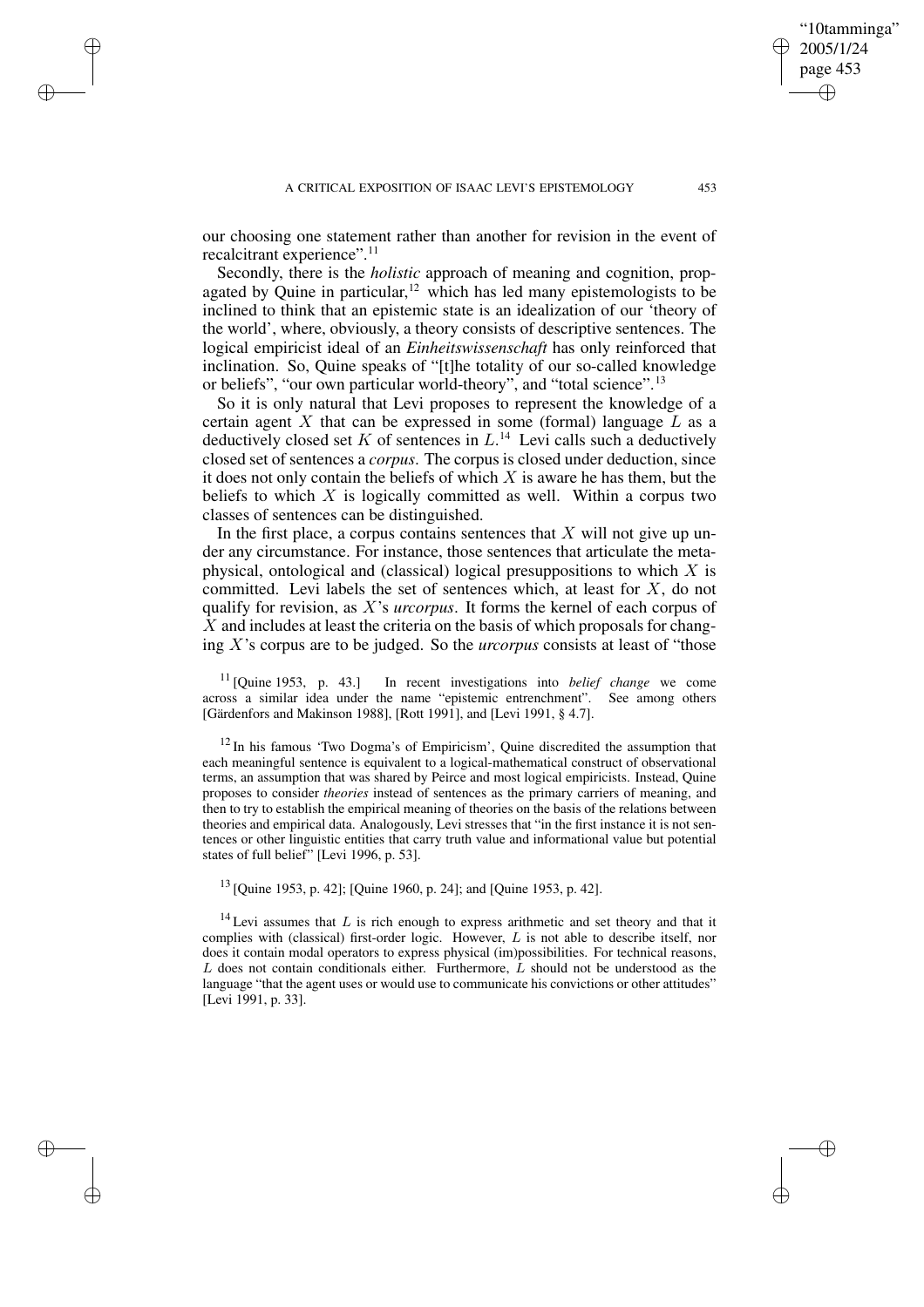our choosing one statement rather than another for revision in the event of recalcitrant experience".[11]

Secondly, there is the *holistic* approach of meaning and cognition, propagated by Quine in particular,[12] which has led many epistemologists to be inclined to think that an epistemic state is an idealization of our 'theory of the world', where, obviously, a theory consists of descriptive sentences. The logical empiricist ideal of an *Einheitswissenschaft* has only reinforced that inclination. So, Quine speaks of "[t]he totality of our so-called knowledge or beliefs", "our own particular world-theory", and "total science".[13]

So it is only natural that Levi proposes to represent the knowledge of a certain agent $X$ that can be expressed in some (formal) language $L$ as a deductively closed set $K$ of sentences in $L$.[14] Levi calls such a deductively closed set of sentences a *corpus*. The corpus is closed under deduction, since it does not only contain the beliefs of which $X$ is aware he has them, but the beliefs to which $X$ is logically committed as well. Within a corpus two classes of sentences can be distinguished.

In the first place, a corpus contains sentences that $X$ will not give up under any circumstance. For instance, those sentences that articulate the metaphysical, ontological and (classical) logical presuppositions to which $X$ is committed. Levi labels the set of sentences which, at least for $X$, do not qualify for revision, as $X$'s *urcorpus*. It forms the kernel of each corpus of $X$ and includes at least the criteria on the basis of which proposals for changing $X$'s corpus are to be judged. So the *urcorpus* consists at least of "those

[11] [Quine 1953, p. 43.] In recent investigations into *belief change* we come across a similar idea under the name "epistemic entrenchment". See among others [Gärdenfors and Makinson 1988], [Rott 1991], and [Levi 1991, § 4.7].

[12] In his famous 'Two Dogma's of Empiricism', Quine discredited the assumption that each meaningful sentence is equivalent to a logical-mathematical construct of observational terms, an assumption that was shared by Peirce and most logical empiricists. Instead, Quine proposes to consider *theories* instead of sentences as the primary carriers of meaning, and then to try to establish the empirical meaning of theories on the basis of the relations between theories and empirical data. Analogously, Levi stresses that "in the first instance it is not sentences or other linguistic entities that carry truth value and informational value but potential states of full belief" [Levi 1996, p. 53].

[13] [Quine 1953, p. 42]; [Quine 1960, p. 24]; and [Quine 1953, p. 42].

[14] Levi assumes that $L$ is rich enough to express arithmetic and set theory and that it complies with (classical) first-order logic. However, $L$ is not able to describe itself, nor does it contain modal operators to express physical (im)possibilities. For technical reasons, $L$ does not contain conditionals either. Furthermore, $L$ should not be understood as the language "that the agent uses or would use to communicate his convictions or other attitudes" [Levi 1991, p. 33].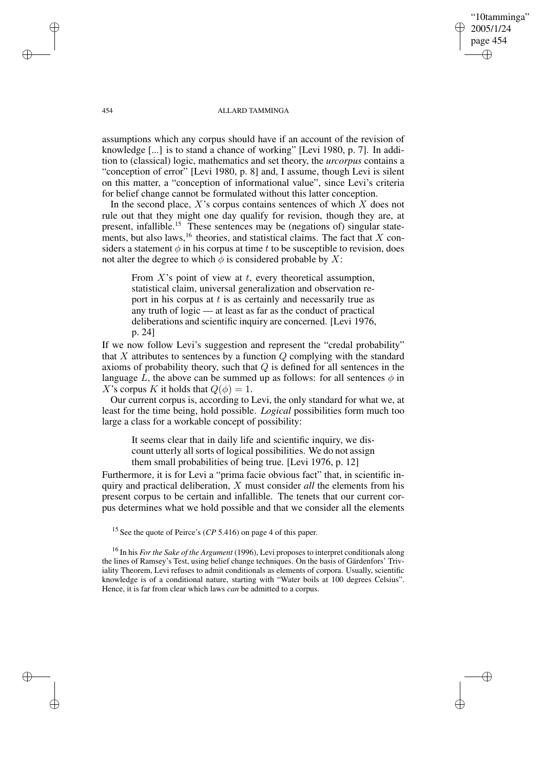assumptions which any corpus should have if an account of the revision of knowledge [...] is to stand a chance of working" [Levi 1980, p. 7]. In addition to (classical) logic, mathematics and set theory, the *urcorpus* contains a "conception of error" [Levi 1980, p. 8] and, I assume, though Levi is silent on this matter, a "conception of informational value", since Levi's criteria for belief change cannot be formulated without this latter conception.

In the second place, $X$'s corpus contains sentences of which $X$ does not rule out that they might one day qualify for revision, though they are, at present, infallible.[15] These sentences may be (negations of) singular statements, but also laws,[16] theories, and statistical claims. The fact that $X$ considers a statement $\phi$ in his corpus at time $t$ to be susceptible to revision, does not alter the degree to which $\phi$ is considered probable by $X$:

> From $X$'s point of view at $t$, every theoretical assumption, statistical claim, universal generalization and observation report in his corpus at $t$ is as certainly and necessarily true as any truth of logic — at least as far as the conduct of practical deliberations and scientific inquiry are concerned. [Levi 1976, p. 24]

If we now follow Levi's suggestion and represent the "credal probability" that $X$ attributes to sentences by a function $Q$ complying with the standard axioms of probability theory, such that $Q$ is defined for all sentences in the language $L$, the above can be summed up as follows: for all sentences $\phi$ in $X$'s corpus $K$ it holds that $Q(\phi) = 1$.

Our current corpus is, according to Levi, the only standard for what we, at least for the time being, hold possible. *Logical* possibilities form much too large a class for a workable concept of possibility:

> It seems clear that in daily life and scientific inquiry, we discount utterly all sorts of logical possibilities. We do not assign them small probabilities of being true. [Levi 1976, p. 12]

Furthermore, it is for Levi a "prima facie obvious fact" that, in scientific inquiry and practical deliberation, $X$ must consider *all* the elements from his present corpus to be certain and infallible. The tenets that our current corpus determines what we hold possible and that we consider all the elements

[15] See the quote of Peirce's (*CP* 5.416) on page 4 of this paper.

[16] In his *For the Sake of the Argument* (1996), Levi proposes to interpret conditionals along the lines of Ramsey's Test, using belief change techniques. On the basis of Gärdenfors' Triviality Theorem, Levi refuses to admit conditionals as elements of corpora. Usually, scientific knowledge is of a conditional nature, starting with "Water boils at 100 degrees Celsius". Hence, it is far from clear which laws *can* be admitted to a corpus.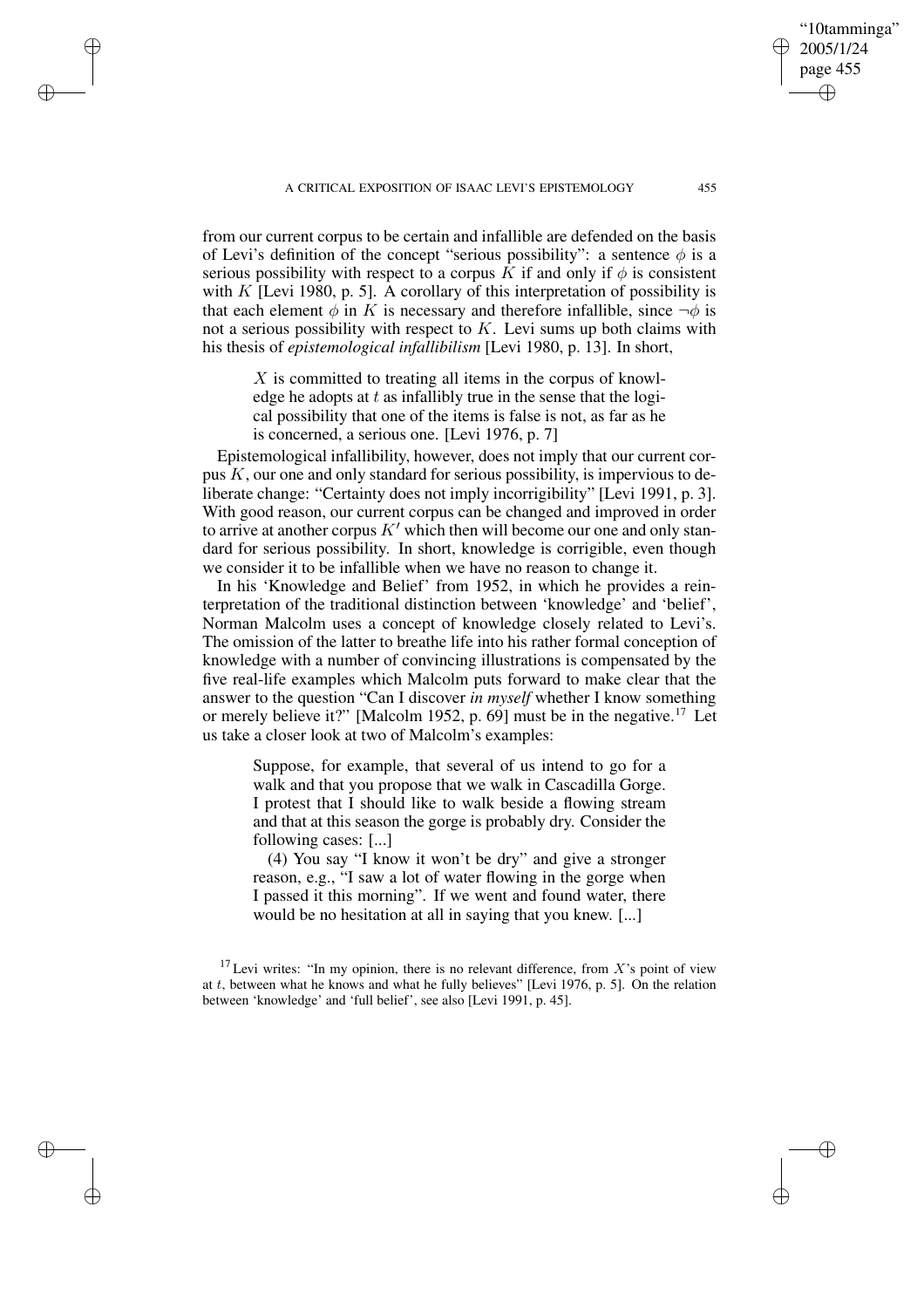from our current corpus to be certain and infallible are defended on the basis of Levi's definition of the concept "serious possibility": a sentence $\phi$ is a serious possibility with respect to a corpus $K$ if and only if $\phi$ is consistent with $K$ [Levi 1980, p. 5]. A corollary of this interpretation of possibility is that each element $\phi$ in $K$ is necessary and therefore infallible, since $\neg\phi$ is not a serious possibility with respect to $K$. Levi sums up both claims with his thesis of *epistemological infallibilism* [Levi 1980, p. 13]. In short,

> $X$ is committed to treating all items in the corpus of knowledge he adopts at $t$ as infallibly true in the sense that the logical possibility that one of the items is false is not, as far as he is concerned, a serious one. [Levi 1976, p. 7]

Epistemological infallibility, however, does not imply that our current corpus $K$, our one and only standard for serious possibility, is impervious to deliberate change: "Certainty does not imply incorrigibility" [Levi 1991, p. 3]. With good reason, our current corpus can be changed and improved in order to arrive at another corpus $K'$ which then will become our one and only standard for serious possibility. In short, knowledge is corrigible, even though we consider it to be infallible when we have no reason to change it.

In his 'Knowledge and Belief' from 1952, in which he provides a reinterpretation of the traditional distinction between 'knowledge' and 'belief', Norman Malcolm uses a concept of knowledge closely related to Levi's. The omission of the latter to breathe life into his rather formal conception of knowledge with a number of convincing illustrations is compensated by the five real-life examples which Malcolm puts forward to make clear that the answer to the question "Can I discover *in myself* whether I know something or merely believe it?" [Malcolm 1952, p. 69] must be in the negative.[17] Let us take a closer look at two of Malcolm's examples:

> Suppose, for example, that several of us intend to go for a walk and that you propose that we walk in Cascadilla Gorge. I protest that I should like to walk beside a flowing stream and that at this season the gorge is probably dry. Consider the following cases: [...]
>
> (4) You say "I know it won't be dry" and give a stronger reason, e.g., "I saw a lot of water flowing in the gorge when I passed it this morning". If we went and found water, there would be no hesitation at all in saying that you knew. [...]

[17] Levi writes: "In my opinion, there is no relevant difference, from $X$'s point of view at $t$, between what he knows and what he fully believes" [Levi 1976, p. 5]. On the relation between 'knowledge' and 'full belief', see also [Levi 1991, p. 45].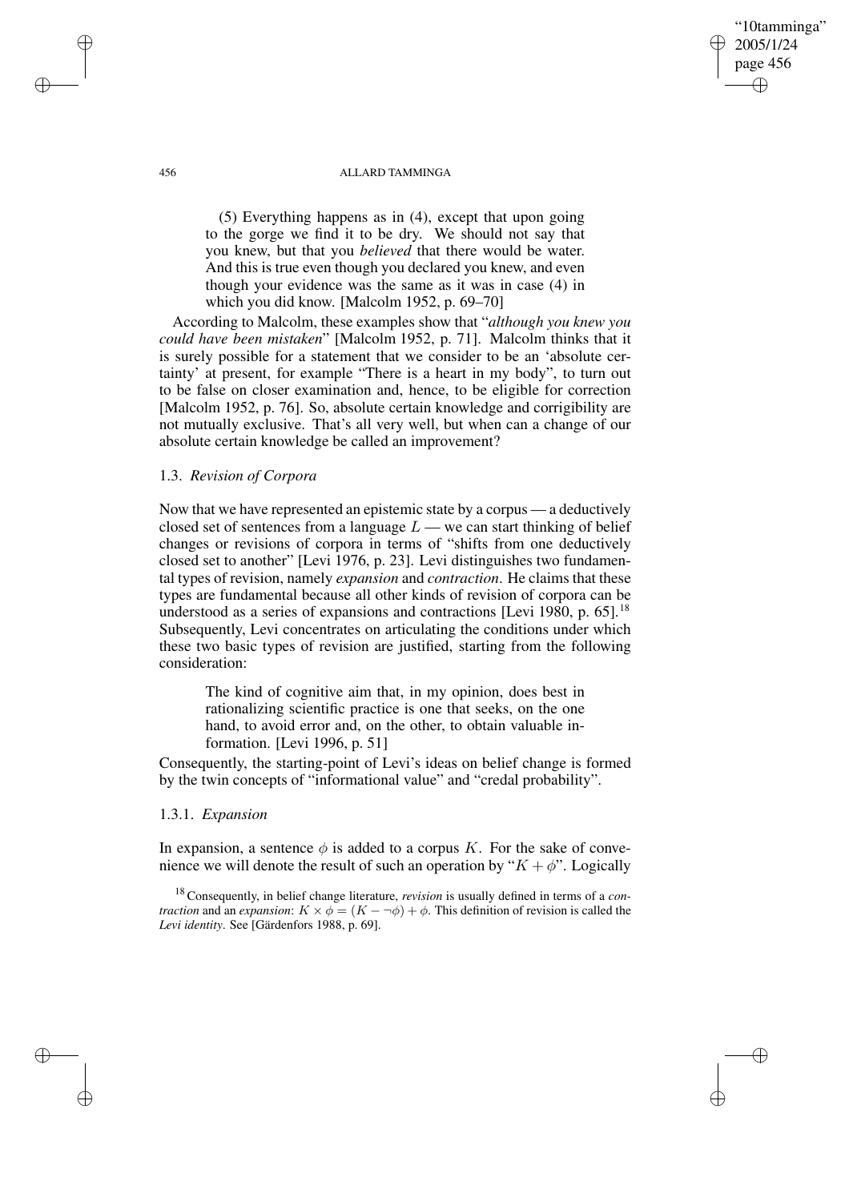(5) Everything happens as in (4), except that upon going to the gorge we find it to be dry. We should not say that you knew, but that you *believed* that there would be water. And this is true even though you declared you knew, and even though your evidence was the same as it was in case (4) in which you did know. [Malcolm 1952, p. 69–70]

According to Malcolm, these examples show that "*although you knew you could have been mistaken*" [Malcolm 1952, p. 71]. Malcolm thinks that it is surely possible for a statement that we consider to be an 'absolute certainty' at present, for example "There is a heart in my body", to turn out to be false on closer examination and, hence, to be eligible for correction [Malcolm 1952, p. 76]. So, absolute certain knowledge and corrigibility are not mutually exclusive. That's all very well, but when can a change of our absolute certain knowledge be called an improvement?

### 1.3. *Revision of Corpora*

Now that we have represented an epistemic state by a corpus — a deductively closed set of sentences from a language $L$ — we can start thinking of belief changes or revisions of corpora in terms of "shifts from one deductively closed set to another" [Levi 1976, p. 23]. Levi distinguishes two fundamental types of revision, namely *expansion* and *contraction*. He claims that these types are fundamental because all other kinds of revision of corpora can be understood as a series of expansions and contractions [Levi 1980, p. 65].[18] Subsequently, Levi concentrates on articulating the conditions under which these two basic types of revision are justified, starting from the following consideration:

> The kind of cognitive aim that, in my opinion, does best in rationalizing scientific practice is one that seeks, on the one hand, to avoid error and, on the other, to obtain valuable information. [Levi 1996, p. 51]

Consequently, the starting-point of Levi's ideas on belief change is formed by the twin concepts of "informational value" and "credal probability".

#### 1.3.1. *Expansion*

In expansion, a sentence $\phi$ is added to a corpus $K$. For the sake of convenience we will denote the result of such an operation by "$K + \phi$". Logically

[18] Consequently, in belief change literature, *revision* is usually defined in terms of a *contraction* and an *expansion*: $K \times \phi = (K - \neg\phi) + \phi$. This definition of revision is called the *Levi identity*. See [Gärdenfors 1988, p. 69].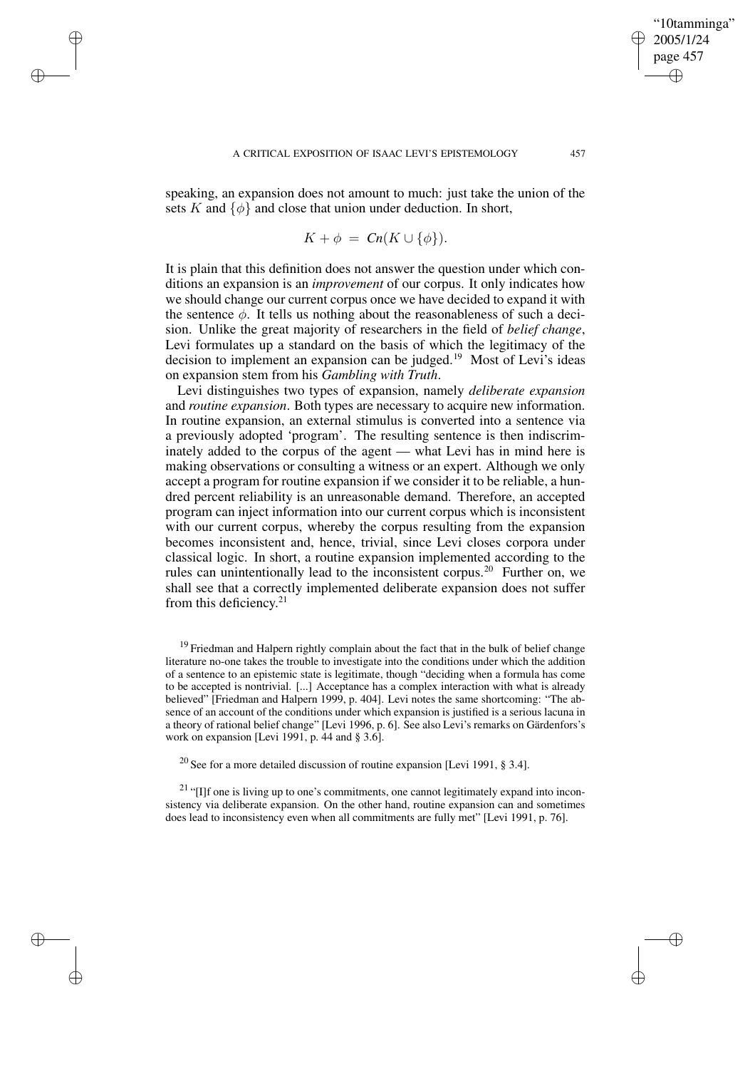speaking, an expansion does not amount to much: just take the union of the sets $K$ and $\{\phi\}$ and close that union under deduction. In short,

$$K + \phi \;=\; Cn(K \cup \{\phi\}).$$

It is plain that this definition does not answer the question under which conditions an expansion is an *improvement* of our corpus. It only indicates how we should change our current corpus once we have decided to expand it with the sentence $\phi$. It tells us nothing about the reasonableness of such a decision. Unlike the great majority of researchers in the field of *belief change*, Levi formulates up a standard on the basis of which the legitimacy of the decision to implement an expansion can be judged.[19] Most of Levi's ideas on expansion stem from his *Gambling with Truth*.

Levi distinguishes two types of expansion, namely *deliberate expansion* and *routine expansion*. Both types are necessary to acquire new information. In routine expansion, an external stimulus is converted into a sentence via a previously adopted 'program'. The resulting sentence is then indiscriminately added to the corpus of the agent — what Levi has in mind here is making observations or consulting a witness or an expert. Although we only accept a program for routine expansion if we consider it to be reliable, a hundred percent reliability is an unreasonable demand. Therefore, an accepted program can inject information into our current corpus which is inconsistent with our current corpus, whereby the corpus resulting from the expansion becomes inconsistent and, hence, trivial, since Levi closes corpora under classical logic. In short, a routine expansion implemented according to the rules can unintentionally lead to the inconsistent corpus.[20] Further on, we shall see that a correctly implemented deliberate expansion does not suffer from this deficiency.[21]

[19] Friedman and Halpern rightly complain about the fact that in the bulk of belief change literature no-one takes the trouble to investigate into the conditions under which the addition of a sentence to an epistemic state is legitimate, though "deciding when a formula has come to be accepted is nontrivial. [...] Acceptance has a complex interaction with what is already believed" [Friedman and Halpern 1999, p. 404]. Levi notes the same shortcoming: "The absence of an account of the conditions under which expansion is justified is a serious lacuna in a theory of rational belief change" [Levi 1996, p. 6]. See also Levi's remarks on Gärdenfors's work on expansion [Levi 1991, p. 44 and § 3.6].

[20] See for a more detailed discussion of routine expansion [Levi 1991, § 3.4].

[21] "[I]f one is living up to one's commitments, one cannot legitimately expand into inconsistency via deliberate expansion. On the other hand, routine expansion can and sometimes does lead to inconsistency even when all commitments are fully met" [Levi 1991, p. 76].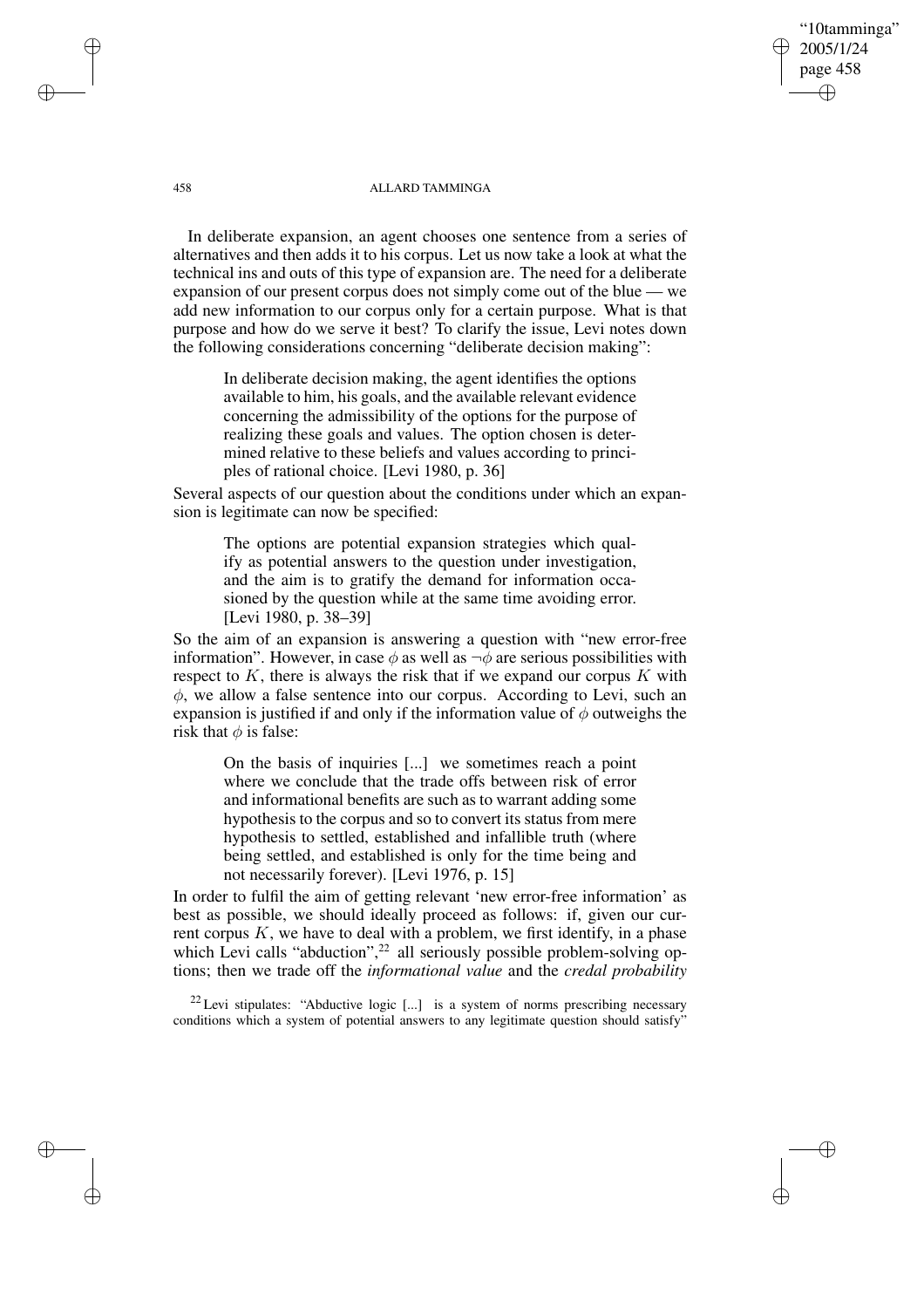In deliberate expansion, an agent chooses one sentence from a series of alternatives and then adds it to his corpus. Let us now take a look at what the technical ins and outs of this type of expansion are. The need for a deliberate expansion of our present corpus does not simply come out of the blue — we add new information to our corpus only for a certain purpose. What is that purpose and how do we serve it best? To clarify the issue, Levi notes down the following considerations concerning "deliberate decision making":

> In deliberate decision making, the agent identifies the options available to him, his goals, and the available relevant evidence concerning the admissibility of the options for the purpose of realizing these goals and values. The option chosen is determined relative to these beliefs and values according to principles of rational choice. [Levi 1980, p. 36]

Several aspects of our question about the conditions under which an expansion is legitimate can now be specified:

> The options are potential expansion strategies which qualify as potential answers to the question under investigation, and the aim is to gratify the demand for information occasioned by the question while at the same time avoiding error. [Levi 1980, p. 38–39]

So the aim of an expansion is answering a question with "new error-free information". However, in case $\phi$ as well as $\neg\phi$ are serious possibilities with respect to $K$, there is always the risk that if we expand our corpus $K$ with $\phi$, we allow a false sentence into our corpus. According to Levi, such an expansion is justified if and only if the information value of $\phi$ outweighs the risk that $\phi$ is false:

> On the basis of inquiries [...] we sometimes reach a point where we conclude that the trade offs between risk of error and informational benefits are such as to warrant adding some hypothesis to the corpus and so to convert its status from mere hypothesis to settled, established and infallible truth (where being settled, and established is only for the time being and not necessarily forever). [Levi 1976, p. 15]

In order to fulfil the aim of getting relevant 'new error-free information' as best as possible, we should ideally proceed as follows: if, given our current corpus $K$, we have to deal with a problem, we first identify, in a phase which Levi calls "abduction",[22] all seriously possible problem-solving options; then we trade off the *informational value* and the *credal probability*

[22] Levi stipulates: "Abductive logic [...] is a system of norms prescribing necessary conditions which a system of potential answers to any legitimate question should satisfy"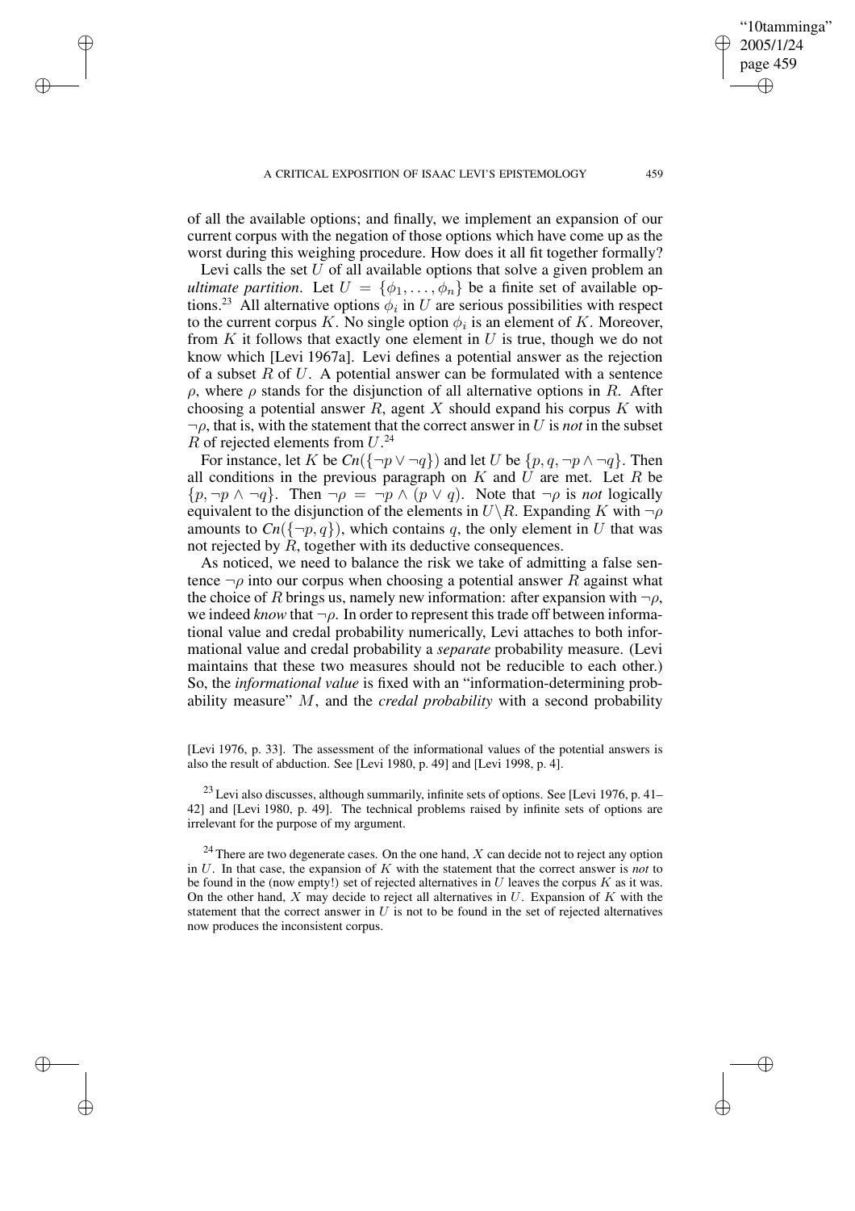of all the available options; and finally, we implement an expansion of our current corpus with the negation of those options which have come up as the worst during this weighing procedure. How does it all fit together formally?

Levi calls the set $U$ of all available options that solve a given problem an *ultimate partition*. Let $U = \{\phi_1, \ldots, \phi_n\}$ be a finite set of available options.[23] All alternative options $\phi_i$ in $U$ are serious possibilities with respect to the current corpus $K$. No single option $\phi_i$ is an element of $K$. Moreover, from $K$ it follows that exactly one element in $U$ is true, though we do not know which [Levi 1967a]. Levi defines a potential answer as the rejection of a subset $R$ of $U$. A potential answer can be formulated with a sentence $\rho$, where $\rho$ stands for the disjunction of all alternative options in $R$. After choosing a potential answer $R$, agent $X$ should expand his corpus $K$ with $\neg\rho$, that is, with the statement that the correct answer in $U$ is *not* in the subset $R$ of rejected elements from $U$.[24]

For instance, let $K$ be $Cn(\{\neg p \vee \neg q\})$ and let $U$ be $\{p, q, \neg p \wedge \neg q\}$. Then all conditions in the previous paragraph on $K$ and $U$ are met. Let $R$ be $\{p, \neg p \wedge \neg q\}$. Then $\neg\rho = \neg p \wedge (p \vee q)$. Note that $\neg\rho$ is *not* logically equivalent to the disjunction of the elements in $U \backslash R$. Expanding $K$ with $\neg\rho$ amounts to $Cn(\{\neg p, q\})$, which contains $q$, the only element in $U$ that was not rejected by $R$, together with its deductive consequences.

As noticed, we need to balance the risk we take of admitting a false sentence $\neg\rho$ into our corpus when choosing a potential answer $R$ against what the choice of $R$ brings us, namely new information: after expansion with $\neg\rho$, we indeed *know* that $\neg\rho$. In order to represent this trade off between informational value and credal probability numerically, Levi attaches to both informational value and credal probability a *separate* probability measure. (Levi maintains that these two measures should not be reducible to each other.) So, the *informational value* is fixed with an "information-determining probability measure" $M$, and the *credal probability* with a second probability

[Levi 1976, p. 33]. The assessment of the informational values of the potential answers is also the result of abduction. See [Levi 1980, p. 49] and [Levi 1998, p. 4].

[23] Levi also discusses, although summarily, infinite sets of options. See [Levi 1976, p. 41–42] and [Levi 1980, p. 49]. The technical problems raised by infinite sets of options are irrelevant for the purpose of my argument.

[24] There are two degenerate cases. On the one hand, $X$ can decide not to reject any option in $U$. In that case, the expansion of $K$ with the statement that the correct answer is *not* to be found in the (now empty!) set of rejected alternatives in $U$ leaves the corpus $K$ as it was. On the other hand, $X$ may decide to reject all alternatives in $U$. Expansion of $K$ with the statement that the correct answer in $U$ is not to be found in the set of rejected alternatives now produces the inconsistent corpus.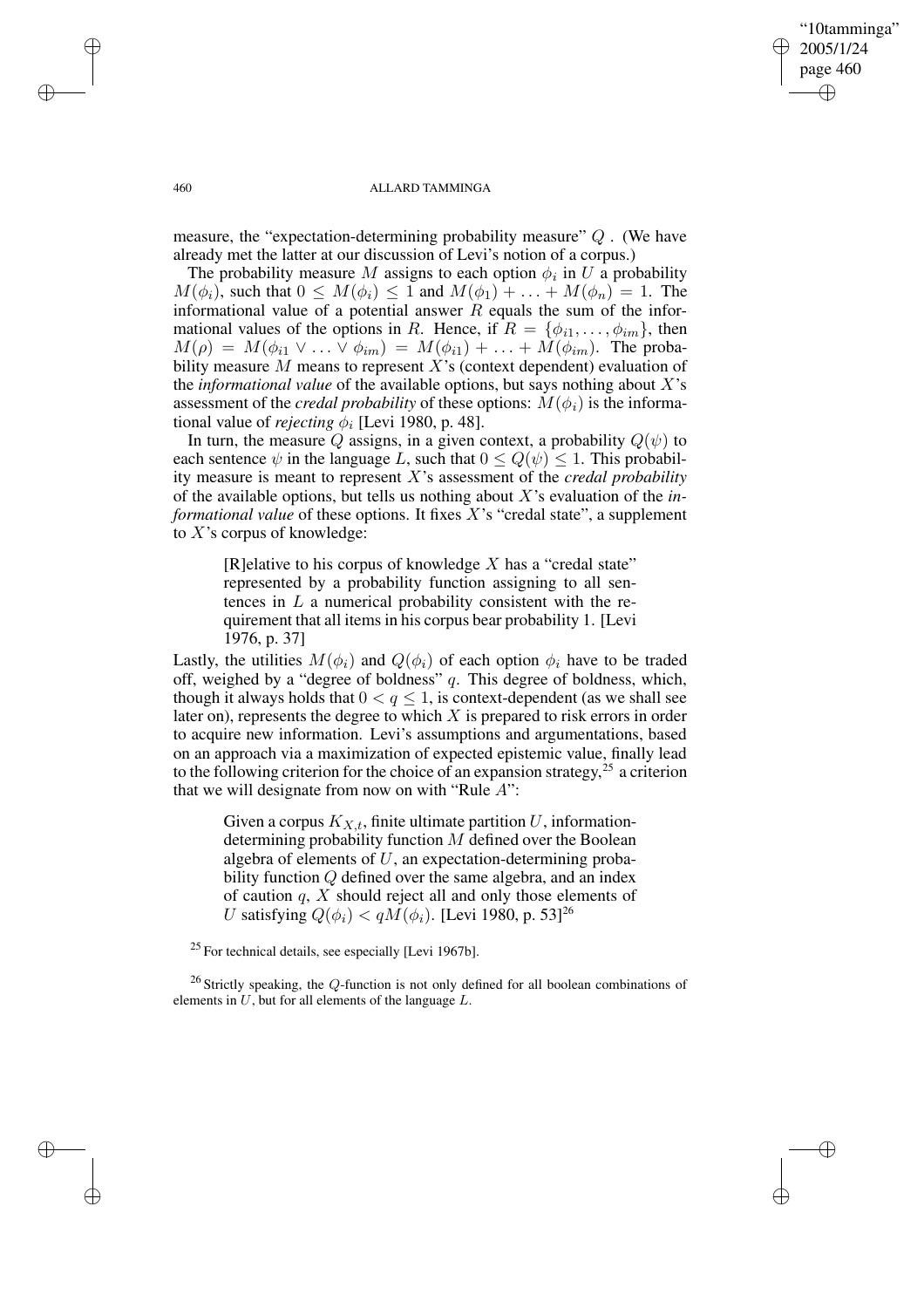measure, the "expectation-determining probability measure" $Q$ . (We have already met the latter at our discussion of Levi's notion of a corpus.)

The probability measure $M$ assigns to each option $\phi_i$ in $U$ a probability $M(\phi_i)$, such that $0 \leq M(\phi_i) \leq 1$ and $M(\phi_1) + \ldots + M(\phi_n) = 1$. The informational value of a potential answer $R$ equals the sum of the informational values of the options in $R$. Hence, if $R = \{\phi_{i1}, \ldots, \phi_{im}\}$, then $M(\rho) = M(\phi_{i1} \vee \ldots \vee \phi_{im}) = M(\phi_{i1}) + \ldots + M(\phi_{im})$. The probability measure $M$ means to represent $X$'s (context dependent) evaluation of the *informational value* of the available options, but says nothing about $X$'s assessment of the *credal probability* of these options: $M(\phi_i)$ is the informational value of *rejecting* $\phi_i$ [Levi 1980, p. 48].

In turn, the measure $Q$ assigns, in a given context, a probability $Q(\psi)$ to each sentence $\psi$ in the language $L$, such that $0 \leq Q(\psi) \leq 1$. This probability measure is meant to represent $X$'s assessment of the *credal probability* of the available options, but tells us nothing about $X$'s evaluation of the *informational value* of these options. It fixes $X$'s "credal state", a supplement to $X$'s corpus of knowledge:

> [R]elative to his corpus of knowledge $X$ has a "credal state" represented by a probability function assigning to all sentences in $L$ a numerical probability consistent with the requirement that all items in his corpus bear probability 1. [Levi 1976, p. 37]

Lastly, the utilities $M(\phi_i)$ and $Q(\phi_i)$ of each option $\phi_i$ have to be traded off, weighed by a "degree of boldness" $q$. This degree of boldness, which, though it always holds that $0 < q \leq 1$, is context-dependent (as we shall see later on), represents the degree to which $X$ is prepared to risk errors in order to acquire new information. Levi's assumptions and argumentations, based on an approach via a maximization of expected epistemic value, finally lead to the following criterion for the choice of an expansion strategy,[25] a criterion that we will designate from now on with "Rule $A$":

> Given a corpus $K_{X,t}$, finite ultimate partition $U$, information-determining probability function $M$ defined over the Boolean algebra of elements of $U$, an expectation-determining probability function $Q$ defined over the same algebra, and an index of caution $q$, $X$ should reject all and only those elements of $U$ satisfying $Q(\phi_i) < qM(\phi_i)$. [Levi 1980, p. 53][26]

[25] For technical details, see especially [Levi 1967b].

[26] Strictly speaking, the $Q$-function is not only defined for all boolean combinations of elements in $U$, but for all elements of the language $L$.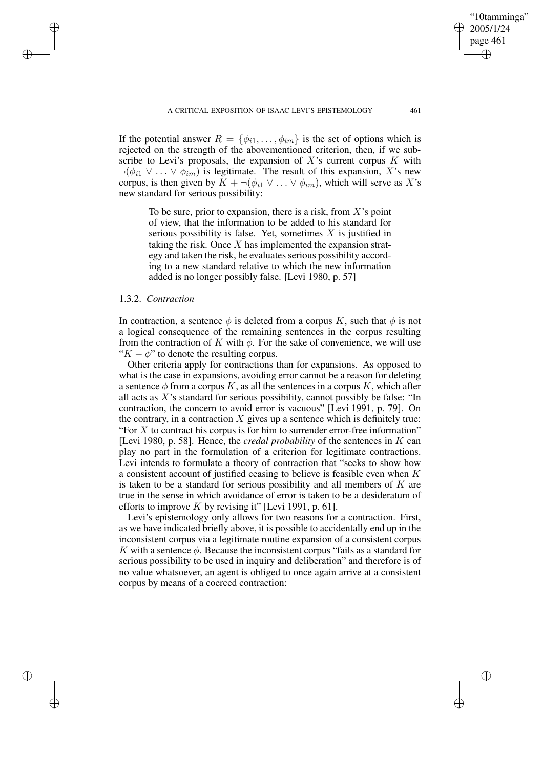If the potential answer $R = \{\phi_{i1}, \ldots, \phi_{im}\}$ is the set of options which is rejected on the strength of the abovementioned criterion, then, if we subscribe to Levi's proposals, the expansion of $X$'s current corpus $K$ with $\neg(\phi_{i1} \vee \ldots \vee \phi_{im})$ is legitimate. The result of this expansion, $X$'s new corpus, is then given by $K + \neg(\phi_{i1} \vee \ldots \vee \phi_{im})$, which will serve as $X$'s new standard for serious possibility:

> To be sure, prior to expansion, there is a risk, from $X$'s point of view, that the information to be added to his standard for serious possibility is false. Yet, sometimes $X$ is justified in taking the risk. Once $X$ has implemented the expansion strategy and taken the risk, he evaluates serious possibility according to a new standard relative to which the new information added is no longer possibly false. [Levi 1980, p. 57]

### 1.3.2. *Contraction*

In contraction, a sentence $\phi$ is deleted from a corpus $K$, such that $\phi$ is not a logical consequence of the remaining sentences in the corpus resulting from the contraction of $K$ with $\phi$. For the sake of convenience, we will use "$K - \phi$" to denote the resulting corpus.

Other criteria apply for contractions than for expansions. As opposed to what is the case in expansions, avoiding error cannot be a reason for deleting a sentence $\phi$ from a corpus $K$, as all the sentences in a corpus $K$, which after all acts as $X$'s standard for serious possibility, cannot possibly be false: "In contraction, the concern to avoid error is vacuous" [Levi 1991, p. 79]. On the contrary, in a contraction $X$ gives up a sentence which is definitely true: "For $X$ to contract his corpus is for him to surrender error-free information" [Levi 1980, p. 58]. Hence, the *credal probability* of the sentences in $K$ can play no part in the formulation of a criterion for legitimate contractions. Levi intends to formulate a theory of contraction that "seeks to show how a consistent account of justified ceasing to believe is feasible even when $K$ is taken to be a standard for serious possibility and all members of $K$ are true in the sense in which avoidance of error is taken to be a desideratum of efforts to improve $K$ by revising it" [Levi 1991, p. 61].

Levi's epistemology only allows for two reasons for a contraction. First, as we have indicated briefly above, it is possible to accidentally end up in the inconsistent corpus via a legitimate routine expansion of a consistent corpus $K$ with a sentence $\phi$. Because the inconsistent corpus "fails as a standard for serious possibility to be used in inquiry and deliberation" and therefore is of no value whatsoever, an agent is obliged to once again arrive at a consistent corpus by means of a coerced contraction: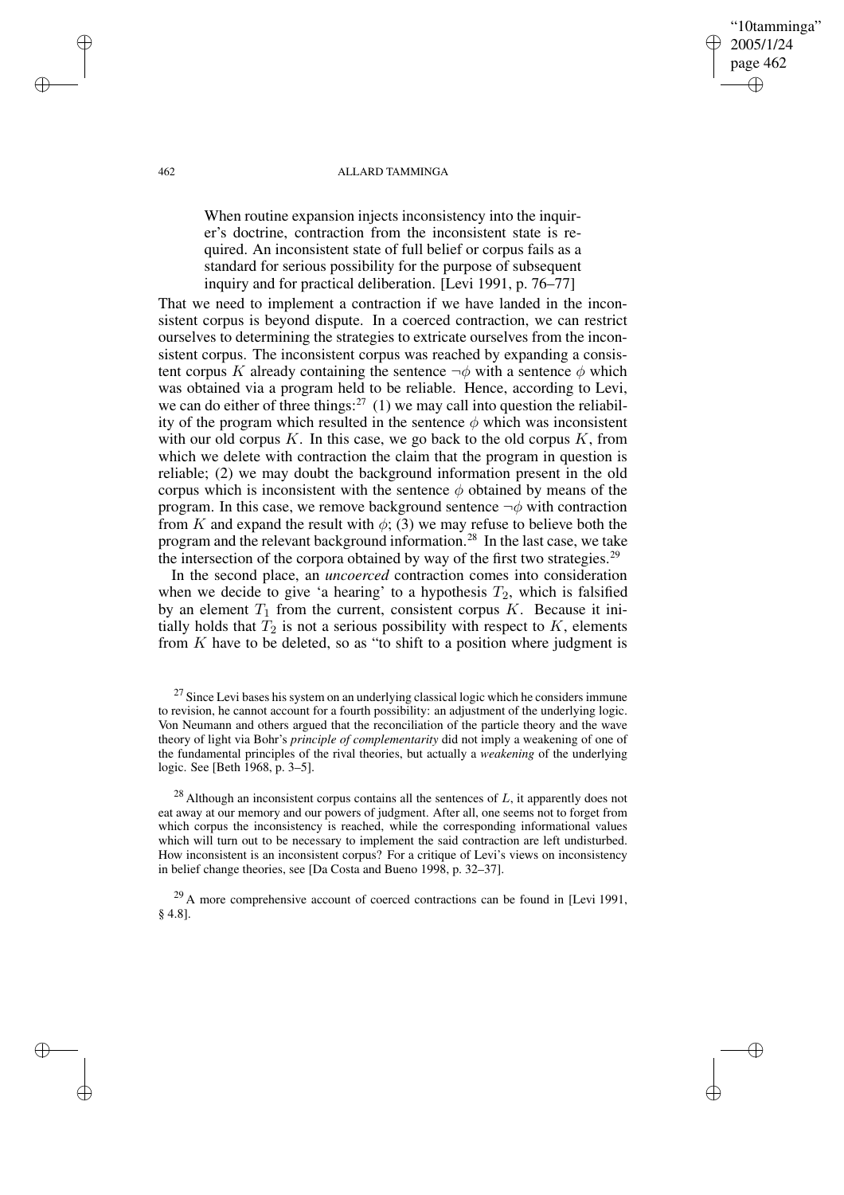> When routine expansion injects inconsistency into the inquirer's doctrine, contraction from the inconsistent state is required. An inconsistent state of full belief or corpus fails as a standard for serious possibility for the purpose of subsequent inquiry and for practical deliberation. [Levi 1991, p. 76–77]

That we need to implement a contraction if we have landed in the inconsistent corpus is beyond dispute. In a coerced contraction, we can restrict ourselves to determining the strategies to extricate ourselves from the inconsistent corpus. The inconsistent corpus was reached by expanding a consistent corpus $K$ already containing the sentence $\neg\phi$ with a sentence $\phi$ which was obtained via a program held to be reliable. Hence, according to Levi, we can do either of three things:[27] (1) we may call into question the reliability of the program which resulted in the sentence $\phi$ which was inconsistent with our old corpus $K$. In this case, we go back to the old corpus $K$, from which we delete with contraction the claim that the program in question is reliable; (2) we may doubt the background information present in the old corpus which is inconsistent with the sentence $\phi$ obtained by means of the program. In this case, we remove background sentence $\neg\phi$ with contraction from $K$ and expand the result with $\phi$; (3) we may refuse to believe both the program and the relevant background information.[28] In the last case, we take the intersection of the corpora obtained by way of the first two strategies.[29]

In the second place, an *uncoerced* contraction comes into consideration when we decide to give 'a hearing' to a hypothesis $T_2$, which is falsified by an element $T_1$ from the current, consistent corpus $K$. Because it initially holds that $T_2$ is not a serious possibility with respect to $K$, elements from $K$ have to be deleted, so as "to shift to a position where judgment is

[27] Since Levi bases his system on an underlying classical logic which he considers immune to revision, he cannot account for a fourth possibility: an adjustment of the underlying logic. Von Neumann and others argued that the reconciliation of the particle theory and the wave theory of light via Bohr's *principle of complementarity* did not imply a weakening of one of the fundamental principles of the rival theories, but actually a *weakening* of the underlying logic. See [Beth 1968, p. 3–5].

[28] Although an inconsistent corpus contains all the sentences of $L$, it apparently does not eat away at our memory and our powers of judgment. After all, one seems not to forget from which corpus the inconsistency is reached, while the corresponding informational values which will turn out to be necessary to implement the said contraction are left undisturbed. How inconsistent is an inconsistent corpus? For a critique of Levi's views on inconsistency in belief change theories, see [Da Costa and Bueno 1998, p. 32–37].

[29] A more comprehensive account of coerced contractions can be found in [Levi 1991, § 4.8].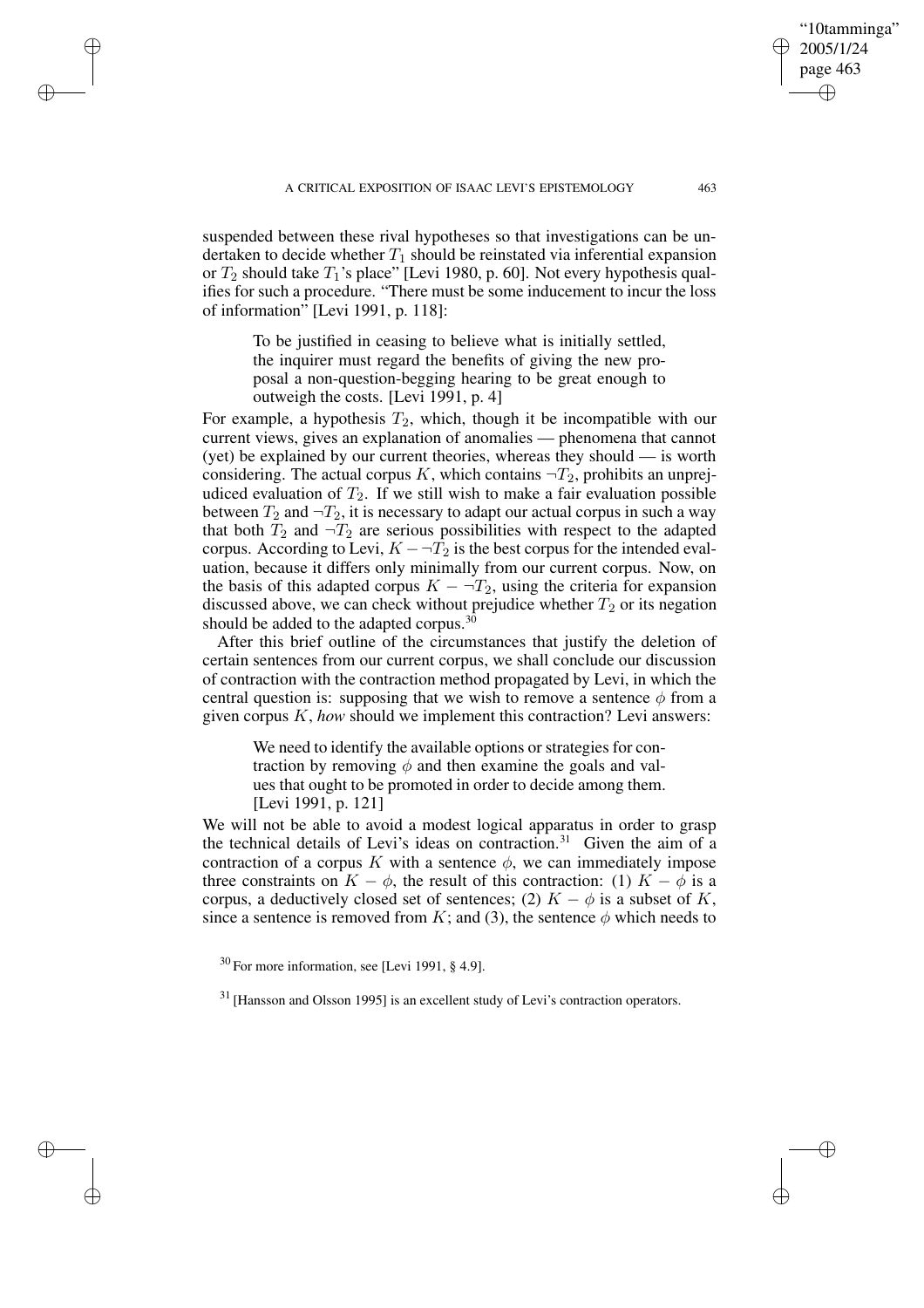suspended between these rival hypotheses so that investigations can be undertaken to decide whether $T_1$ should be reinstated via inferential expansion or $T_2$ should take $T_1$'s place" [Levi 1980, p. 60]. Not every hypothesis qualifies for such a procedure. "There must be some inducement to incur the loss of information" [Levi 1991, p. 118]:

> To be justified in ceasing to believe what is initially settled, the inquirer must regard the benefits of giving the new proposal a non-question-begging hearing to be great enough to outweigh the costs. [Levi 1991, p. 4]

For example, a hypothesis $T_2$, which, though it be incompatible with our current views, gives an explanation of anomalies — phenomena that cannot (yet) be explained by our current theories, whereas they should — is worth considering. The actual corpus $K$, which contains $\neg T_2$, prohibits an unprejudiced evaluation of $T_2$. If we still wish to make a fair evaluation possible between $T_2$ and $\neg T_2$, it is necessary to adapt our actual corpus in such a way that both $T_2$ and $\neg T_2$ are serious possibilities with respect to the adapted corpus. According to Levi, $K - \neg T_2$ is the best corpus for the intended evaluation, because it differs only minimally from our current corpus. Now, on the basis of this adapted corpus $K - \neg T_2$, using the criteria for expansion discussed above, we can check without prejudice whether $T_2$ or its negation should be added to the adapted corpus.[30]

After this brief outline of the circumstances that justify the deletion of certain sentences from our current corpus, we shall conclude our discussion of contraction with the contraction method propagated by Levi, in which the central question is: supposing that we wish to remove a sentence $\phi$ from a given corpus $K$, *how* should we implement this contraction? Levi answers:

> We need to identify the available options or strategies for contraction by removing $\phi$ and then examine the goals and values that ought to be promoted in order to decide among them. [Levi 1991, p. 121]

We will not be able to avoid a modest logical apparatus in order to grasp the technical details of Levi's ideas on contraction.[31] Given the aim of a contraction of a corpus $K$ with a sentence $\phi$, we can immediately impose three constraints on $K - \phi$, the result of this contraction: (1) $K - \phi$ is a corpus, a deductively closed set of sentences; (2) $K - \phi$ is a subset of $K$, since a sentence is removed from $K$; and (3), the sentence $\phi$ which needs to

[30] For more information, see [Levi 1991, § 4.9].

[31] [Hansson and Olsson 1995] is an excellent study of Levi's contraction operators.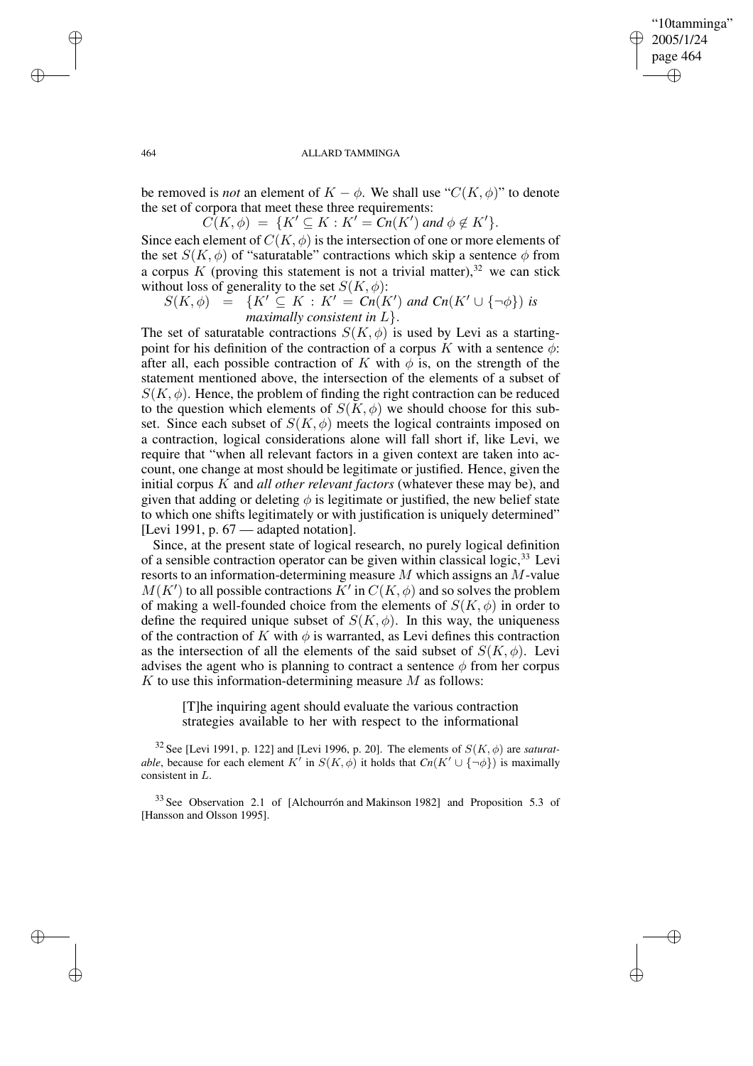be removed is *not* an element of $K - \phi$. We shall use "$C(K, \phi)$" to denote the set of corpora that meet these three requirements:

$$C(K, \phi) = \{K' \subseteq K : K' = Cn(K') \text{ and } \phi \notin K'\}.$$

Since each element of $C(K, \phi)$ is the intersection of one or more elements of the set $S(K, \phi)$ of "saturatable" contractions which skip a sentence $\phi$ from a corpus $K$ (proving this statement is not a trivial matter),[32] we can stick without loss of generality to the set $S(K, \phi)$:

$$S(K, \phi) = \{K' \subseteq K : K' = Cn(K') \text{ and } Cn(K' \cup \{\neg\phi\}) \text{ is maximally consistent in } L\}.$$

The set of saturatable contractions $S(K, \phi)$ is used by Levi as a starting-point for his definition of the contraction of a corpus $K$ with a sentence $\phi$: after all, each possible contraction of $K$ with $\phi$ is, on the strength of the statement mentioned above, the intersection of the elements of a subset of $S(K, \phi)$. Hence, the problem of finding the right contraction can be reduced to the question which elements of $S(K, \phi)$ we should choose for this subset. Since each subset of $S(K, \phi)$ meets the logical contraints imposed on a contraction, logical considerations alone will fall short if, like Levi, we require that "when all relevant factors in a given context are taken into account, one change at most should be legitimate or justified. Hence, given the initial corpus $K$ and *all other relevant factors* (whatever these may be), and given that adding or deleting $\phi$ is legitimate or justified, the new belief state to which one shifts legitimately or with justification is uniquely determined" [Levi 1991, p. 67 — adapted notation].

Since, at the present state of logical research, no purely logical definition of a sensible contraction operator can be given within classical logic,[33] Levi resorts to an information-determining measure $M$ which assigns an $M$-value $M(K')$ to all possible contractions $K'$ in $C(K, \phi)$ and so solves the problem of making a well-founded choice from the elements of $S(K, \phi)$ in order to define the required unique subset of $S(K, \phi)$. In this way, the uniqueness of the contraction of $K$ with $\phi$ is warranted, as Levi defines this contraction as the intersection of all the elements of the said subset of $S(K, \phi)$. Levi advises the agent who is planning to contract a sentence $\phi$ from her corpus $K$ to use this information-determining measure $M$ as follows:

> [T]he inquiring agent should evaluate the various contraction strategies available to her with respect to the informational

[32] See [Levi 1991, p. 122] and [Levi 1996, p. 20]. The elements of $S(K, \phi)$ are *saturatable*, because for each element $K'$ in $S(K, \phi)$ it holds that $Cn(K' \cup \{\neg\phi\})$ is maximally consistent in $L$.

[33] See Observation 2.1 of [Alchourrón and Makinson 1982] and Proposition 5.3 of [Hansson and Olsson 1995].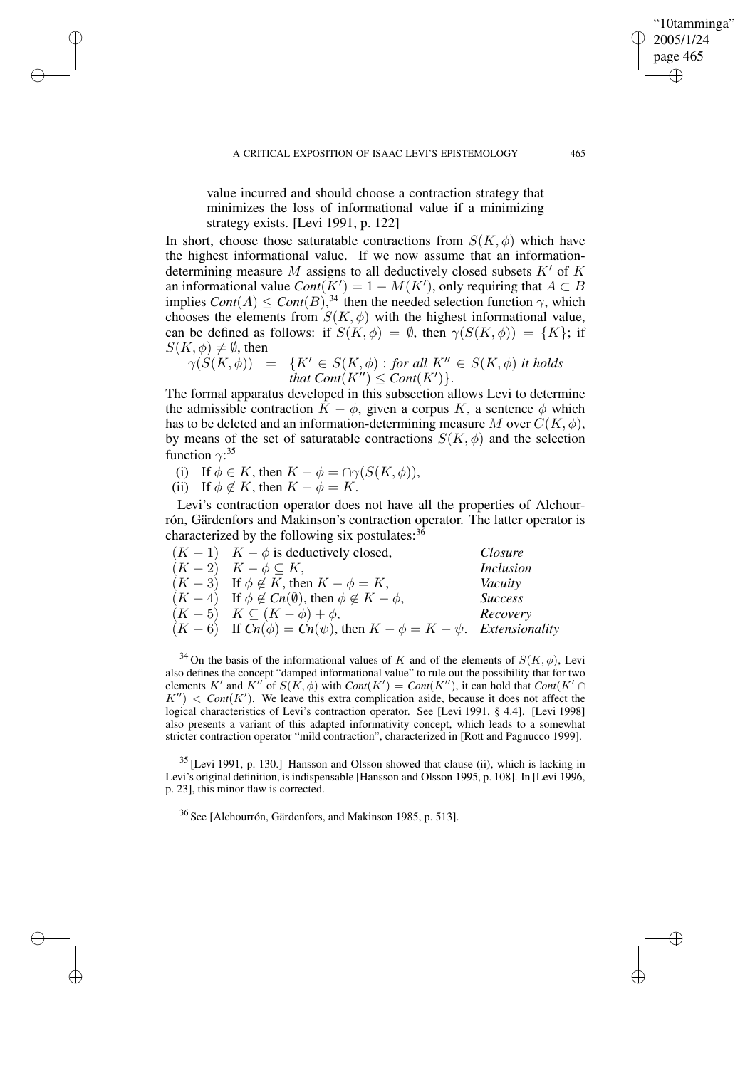value incurred and should choose a contraction strategy that minimizes the loss of informational value if a minimizing strategy exists. [Levi 1991, p. 122]

In short, choose those saturatable contractions from $S(K, \phi)$ which have the highest informational value. If we now assume that an information-determining measure $M$ assigns to all deductively closed subsets $K'$ of $K$ an informational value $Cont(K') = 1 - M(K')$, only requiring that $A \subset B$ implies $Cont(A) \leq Cont(B)$,[34] then the needed selection function $\gamma$, which chooses the elements from $S(K, \phi)$ with the highest informational value, can be defined as follows: if $S(K, \phi) = \emptyset$, then $\gamma(S(K, \phi)) = \{K\}$; if $S(K, \phi) \neq \emptyset$, then

$$\gamma(S(K, \phi)) \;=\; \{K' \in S(K, \phi) : \textit{for all } K'' \in S(K, \phi) \textit{ it holds that } Cont(K'') \leq Cont(K')\}.$$

The formal apparatus developed in this subsection allows Levi to determine the admissible contraction $K - \phi$, given a corpus $K$, a sentence $\phi$ which has to be deleted and an information-determining measure $M$ over $C(K, \phi)$, by means of the set of saturatable contractions $S(K, \phi)$ and the selection function $\gamma$:[35]

(i) If $\phi \in K$, then $K - \phi = \cap\gamma(S(K, \phi))$,
(ii) If $\phi \notin K$, then $K - \phi = K$.

Levi's contraction operator does not have all the properties of Alchourrón, Gärdenfors and Makinson's contraction operator. The latter operator is characterized by the following six postulates:[36]

| | | |
|---|---|---|
| $(K-1)$ | $K - \phi$ is deductively closed, | *Closure* |
| $(K-2)$ | $K - \phi \subseteq K$, | *Inclusion* |
| $(K-3)$ | If $\phi \notin K$, then $K - \phi = K$, | *Vacuity* |
| $(K-4)$ | If $\phi \notin Cn(\emptyset)$, then $\phi \notin K - \phi$, | *Success* |
| $(K-5)$ | $K \subseteq (K - \phi) + \phi$, | *Recovery* |
| $(K-6)$ | If $Cn(\phi) = Cn(\psi)$, then $K - \phi = K - \psi$. | *Extensionality* |

[34] On the basis of the informational values of $K$ and of the elements of $S(K, \phi)$, Levi also defines the concept "damped informational value" to rule out the possibility that for two elements $K'$ and $K''$ of $S(K, \phi)$ with $Cont(K') = Cont(K'')$, it can hold that $Cont(K' \cap K'') < Cont(K')$. We leave this extra complication aside, because it does not affect the logical characteristics of Levi's contraction operator. See [Levi 1991, § 4.4]. [Levi 1998] also presents a variant of this adapted informativity concept, which leads to a somewhat stricter contraction operator "mild contraction", characterized in [Rott and Pagnucco 1999].

[35] [Levi 1991, p. 130.] Hansson and Olsson showed that clause (ii), which is lacking in Levi's original definition, is indispensable [Hansson and Olsson 1995, p. 108]. In [Levi 1996, p. 23], this minor flaw is corrected.

[36] See [Alchourrón, Gärdenfors, and Makinson 1985, p. 513].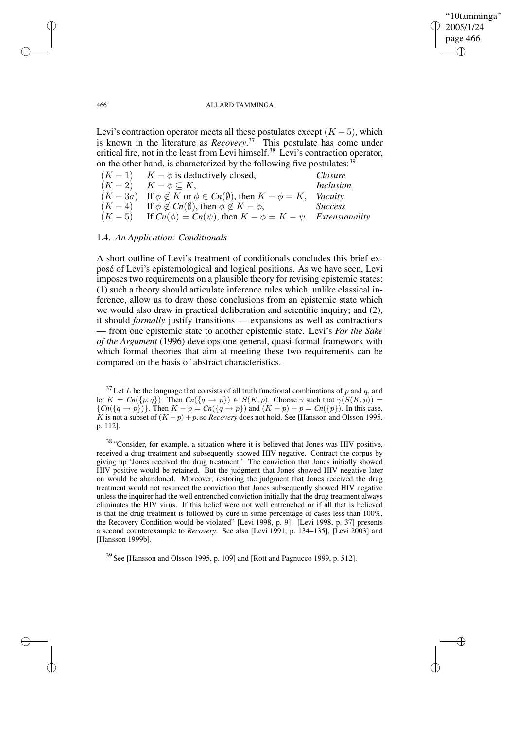Levi's contraction operator meets all these postulates except $(K-5)$, which is known in the literature as *Recovery*.[37] This postulate has come under critical fire, not in the least from Levi himself.[38] Levi's contraction operator, on the other hand, is characterized by the following five postulates:[39]

| | | |
|---|---|---|
| $(K-1)$ | $K-\phi$ is deductively closed, | *Closure* |
| $(K-2)$ | $K-\phi \subseteq K$, | *Inclusion* |
| $(K-3a)$ | If $\phi \notin K$ or $\phi \in Cn(\emptyset)$, then $K-\phi = K$, | *Vacuity* |
| $(K-4)$ | If $\phi \notin Cn(\emptyset)$, then $\phi \notin K-\phi$, | *Success* |
| $(K-5)$ | If $Cn(\phi) = Cn(\psi)$, then $K-\phi = K-\psi$. | *Extensionality* |

### 1.4. *An Application: Conditionals*

A short outline of Levi's treatment of conditionals concludes this brief exposé of Levi's epistemological and logical positions. As we have seen, Levi imposes two requirements on a plausible theory for revising epistemic states: (1) such a theory should articulate inference rules which, unlike classical inference, allow us to draw those conclusions from an epistemic state which we would also draw in practical deliberation and scientific inquiry; and (2), it should *formally* justify transitions — expansions as well as contractions — from one epistemic state to another epistemic state. Levi's *For the Sake of the Argument* (1996) develops one general, quasi-formal framework with which formal theories that aim at meeting these two requirements can be compared on the basis of abstract characteristics.

[37] Let $L$ be the language that consists of all truth functional combinations of $p$ and $q$, and let $K = Cn(\{p,q\})$. Then $Cn(\{q \to p\}) \in S(K,p)$. Choose $\gamma$ such that $\gamma(S(K,p)) = \{Cn(\{q \to p\})\}$. Then $K - p = Cn(\{q \to p\})$ and $(K-p)+p = Cn(\{p\})$. In this case, $K$ is not a subset of $(K-p)+p$, so *Recovery* does not hold. See [Hansson and Olsson 1995, p. 112].

[38] "Consider, for example, a situation where it is believed that Jones was HIV positive, received a drug treatment and subsequently showed HIV negative. Contract the corpus by giving up 'Jones received the drug treatment.' The conviction that Jones initially showed HIV positive would be retained. But the judgment that Jones showed HIV negative later on would be abandoned. Moreover, restoring the judgment that Jones received the drug treatment would not resurrect the conviction that Jones subsequently showed HIV negative unless the inquirer had the well entrenched conviction initially that the drug treatment always eliminates the HIV virus. If this belief were not well entrenched or if all that is believed is that the drug treatment is followed by cure in some percentage of cases less than 100%, the Recovery Condition would be violated" [Levi 1998, p. 9]. [Levi 1998, p. 37] presents a second counterexample to *Recovery*. See also [Levi 1991, p. 134–135], [Levi 2003] and [Hansson 1999b].

[39] See [Hansson and Olsson 1995, p. 109] and [Rott and Pagnucco 1999, p. 512].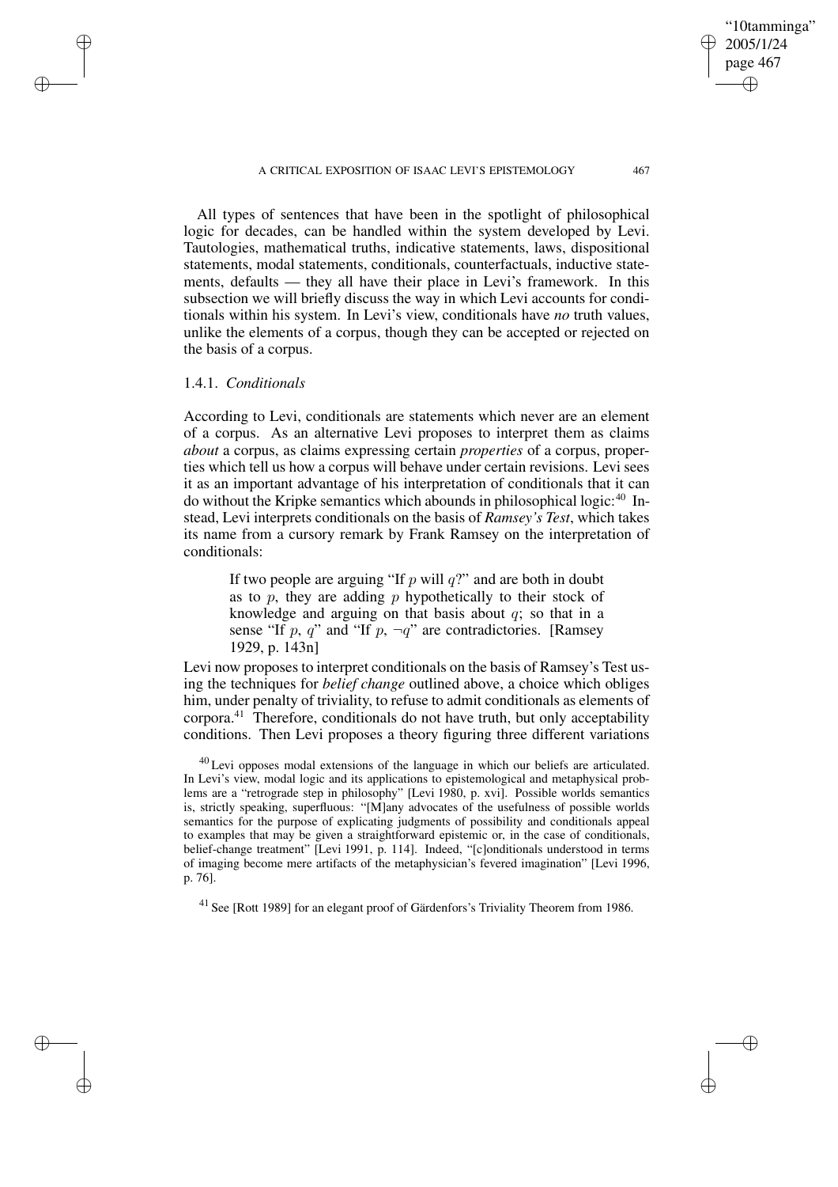All types of sentences that have been in the spotlight of philosophical logic for decades, can be handled within the system developed by Levi. Tautologies, mathematical truths, indicative statements, laws, dispositional statements, modal statements, conditionals, counterfactuals, inductive statements, defaults — they all have their place in Levi's framework. In this subsection we will briefly discuss the way in which Levi accounts for conditionals within his system. In Levi's view, conditionals have *no* truth values, unlike the elements of a corpus, though they can be accepted or rejected on the basis of a corpus.

### 1.4.1. *Conditionals*

According to Levi, conditionals are statements which never are an element of a corpus. As an alternative Levi proposes to interpret them as claims *about* a corpus, as claims expressing certain *properties* of a corpus, properties which tell us how a corpus will behave under certain revisions. Levi sees it as an important advantage of his interpretation of conditionals that it can do without the Kripke semantics which abounds in philosophical logic:[40] Instead, Levi interprets conditionals on the basis of *Ramsey's Test*, which takes its name from a cursory remark by Frank Ramsey on the interpretation of conditionals:

> If two people are arguing "If $p$ will $q$?" and are both in doubt as to $p$, they are adding $p$ hypothetically to their stock of knowledge and arguing on that basis about $q$; so that in a sense "If $p$, $q$" and "If $p$, $\neg q$" are contradictories. [Ramsey 1929, p. 143n]

Levi now proposes to interpret conditionals on the basis of Ramsey's Test using the techniques for *belief change* outlined above, a choice which obliges him, under penalty of triviality, to refuse to admit conditionals as elements of corpora.[41] Therefore, conditionals do not have truth, but only acceptability conditions. Then Levi proposes a theory figuring three different variations

[40] Levi opposes modal extensions of the language in which our beliefs are articulated. In Levi's view, modal logic and its applications to epistemological and metaphysical problems are a "retrograde step in philosophy" [Levi 1980, p. xvi]. Possible worlds semantics is, strictly speaking, superfluous: "[M]any advocates of the usefulness of possible worlds semantics for the purpose of explicating judgments of possibility and conditionals appeal to examples that may be given a straightforward epistemic or, in the case of conditionals, belief-change treatment" [Levi 1991, p. 114]. Indeed, "[c]onditionals understood in terms of imaging become mere artifacts of the metaphysician's fevered imagination" [Levi 1996, p. 76].

[41] See [Rott 1989] for an elegant proof of Gärdenfors's Triviality Theorem from 1986.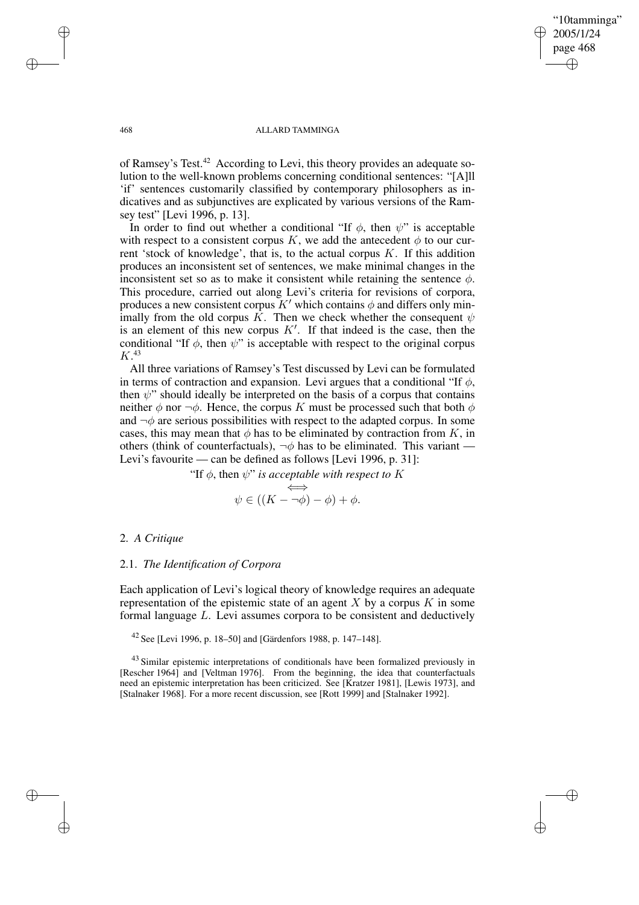of Ramsey's Test.[42] According to Levi, this theory provides an adequate solution to the well-known problems concerning conditional sentences: "[A]ll 'if' sentences customarily classified by contemporary philosophers as indicatives and as subjunctives are explicated by various versions of the Ramsey test" [Levi 1996, p. 13].

In order to find out whether a conditional "If $\phi$, then $\psi$" is acceptable with respect to a consistent corpus $K$, we add the antecedent $\phi$ to our current 'stock of knowledge', that is, to the actual corpus $K$. If this addition produces an inconsistent set of sentences, we make minimal changes in the inconsistent set so as to make it consistent while retaining the sentence $\phi$. This procedure, carried out along Levi's criteria for revisions of corpora, produces a new consistent corpus $K'$ which contains $\phi$ and differs only minimally from the old corpus $K$. Then we check whether the consequent $\psi$ is an element of this new corpus $K'$. If that indeed is the case, then the conditional "If $\phi$, then $\psi$" is acceptable with respect to the original corpus $K$.[43]

All three variations of Ramsey's Test discussed by Levi can be formulated in terms of contraction and expansion. Levi argues that a conditional "If $\phi$, then $\psi$" should ideally be interpreted on the basis of a corpus that contains neither $\phi$ nor $\neg\phi$. Hence, the corpus $K$ must be processed such that both $\phi$ and $\neg\phi$ are serious possibilities with respect to the adapted corpus. In some cases, this may mean that $\phi$ has to be eliminated by contraction from $K$, in others (think of counterfactuals), $\neg\phi$ has to be eliminated. This variant — Levi's favourite — can be defined as follows [Levi 1996, p. 31]:

"If $\phi$, then $\psi$" *is acceptable with respect to* $K$

$$\Longleftrightarrow$$

$$\psi \in ((K - \neg\phi) - \phi) + \phi.$$

## 2. *A Critique*

### 2.1. *The Identification of Corpora*

Each application of Levi's logical theory of knowledge requires an adequate representation of the epistemic state of an agent $X$ by a corpus $K$ in some formal language $L$. Levi assumes corpora to be consistent and deductively

[42] See [Levi 1996, p. 18–50] and [Gärdenfors 1988, p. 147–148].

[43] Similar epistemic interpretations of conditionals have been formalized previously in [Rescher 1964] and [Veltman 1976]. From the beginning, the idea that counterfactuals need an epistemic interpretation has been criticized. See [Kratzer 1981], [Lewis 1973], and [Stalnaker 1968]. For a more recent discussion, see [Rott 1999] and [Stalnaker 1992].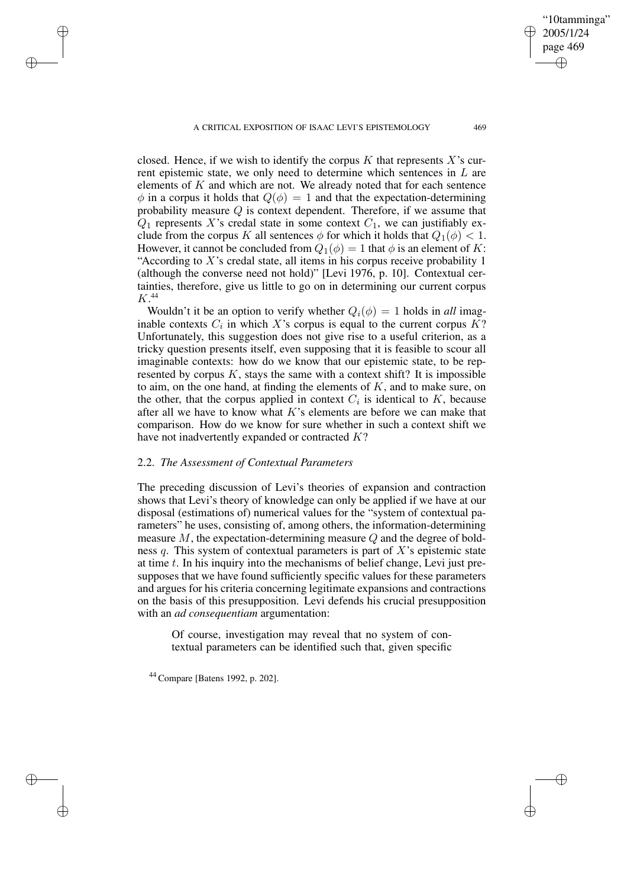closed. Hence, if we wish to identify the corpus $K$ that represents $X$'s current epistemic state, we only need to determine which sentences in $L$ are elements of $K$ and which are not. We already noted that for each sentence $\phi$ in a corpus it holds that $Q(\phi) = 1$ and that the expectation-determining probability measure $Q$ is context dependent. Therefore, if we assume that $Q_1$ represents $X$'s credal state in some context $C_1$, we can justifiably exclude from the corpus $K$ all sentences $\phi$ for which it holds that $Q_1(\phi) < 1$. However, it cannot be concluded from $Q_1(\phi) = 1$ that $\phi$ is an element of $K$: "According to $X$'s credal state, all items in his corpus receive probability 1 (although the converse need not hold)" [Levi 1976, p. 10]. Contextual certainties, therefore, give us little to go on in determining our current corpus $K$.[44]

Wouldn't it be an option to verify whether $Q_i(\phi) = 1$ holds in *all* imaginable contexts $C_i$ in which $X$'s corpus is equal to the current corpus $K$? Unfortunately, this suggestion does not give rise to a useful criterion, as a tricky question presents itself, even supposing that it is feasible to scour all imaginable contexts: how do we know that our epistemic state, to be represented by corpus $K$, stays the same with a context shift? It is impossible to aim, on the one hand, at finding the elements of $K$, and to make sure, on the other, that the corpus applied in context $C_i$ is identical to $K$, because after all we have to know what $K$'s elements are before we can make that comparison. How do we know for sure whether in such a context shift we have not inadvertently expanded or contracted $K$?

### 2.2. *The Assessment of Contextual Parameters*

The preceding discussion of Levi's theories of expansion and contraction shows that Levi's theory of knowledge can only be applied if we have at our disposal (estimations of) numerical values for the "system of contextual parameters" he uses, consisting of, among others, the information-determining measure $M$, the expectation-determining measure $Q$ and the degree of boldness $q$. This system of contextual parameters is part of $X$'s epistemic state at time $t$. In his inquiry into the mechanisms of belief change, Levi just presupposes that we have found sufficiently specific values for these parameters and argues for his criteria concerning legitimate expansions and contractions on the basis of this presupposition. Levi defends his crucial presupposition with an *ad consequentiam* argumentation:

> Of course, investigation may reveal that no system of contextual parameters can be identified such that, given specific

[44] Compare [Batens 1992, p. 202].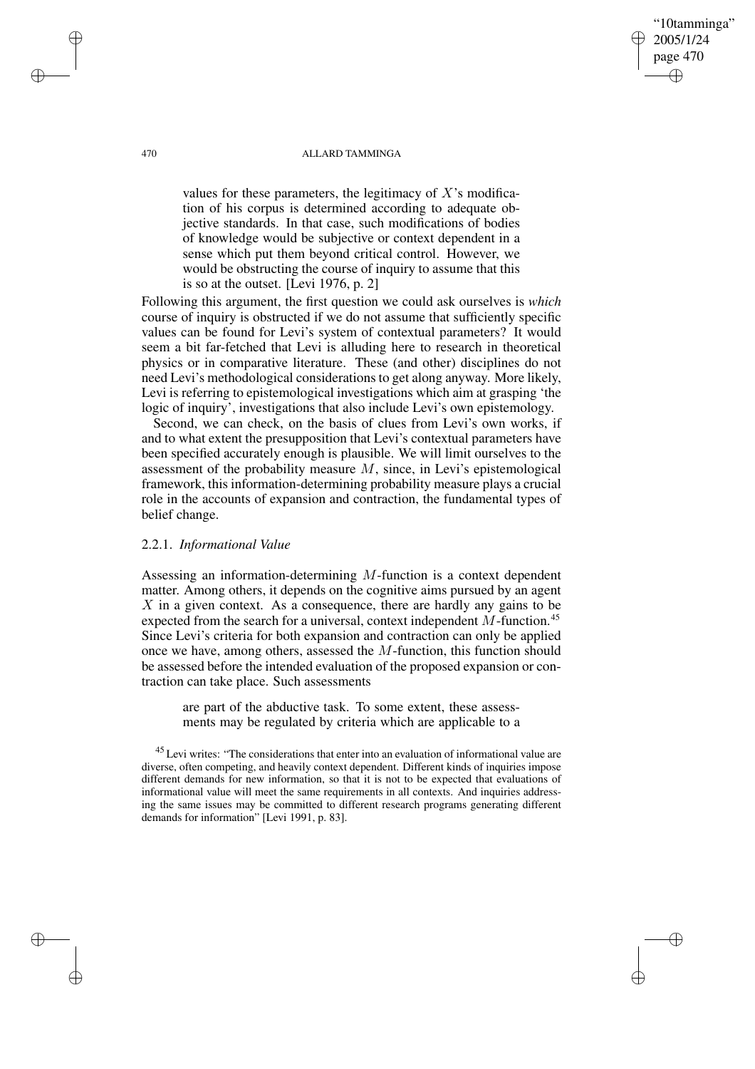> values for these parameters, the legitimacy of $X$'s modification of his corpus is determined according to adequate objective standards. In that case, such modifications of bodies of knowledge would be subjective or context dependent in a sense which put them beyond critical control. However, we would be obstructing the course of inquiry to assume that this is so at the outset. [Levi 1976, p. 2]

Following this argument, the first question we could ask ourselves is *which* course of inquiry is obstructed if we do not assume that sufficiently specific values can be found for Levi's system of contextual parameters? It would seem a bit far-fetched that Levi is alluding here to research in theoretical physics or in comparative literature. These (and other) disciplines do not need Levi's methodological considerations to get along anyway. More likely, Levi is referring to epistemological investigations which aim at grasping 'the logic of inquiry', investigations that also include Levi's own epistemology.

Second, we can check, on the basis of clues from Levi's own works, if and to what extent the presupposition that Levi's contextual parameters have been specified accurately enough is plausible. We will limit ourselves to the assessment of the probability measure $M$, since, in Levi's epistemological framework, this information-determining probability measure plays a crucial role in the accounts of expansion and contraction, the fundamental types of belief change.

### 2.2.1. *Informational Value*

Assessing an information-determining $M$-function is a context dependent matter. Among others, it depends on the cognitive aims pursued by an agent $X$ in a given context. As a consequence, there are hardly any gains to be expected from the search for a universal, context independent $M$-function.[45] Since Levi's criteria for both expansion and contraction can only be applied once we have, among others, assessed the $M$-function, this function should be assessed before the intended evaluation of the proposed expansion or contraction can take place. Such assessments

> are part of the abductive task. To some extent, these assessments may be regulated by criteria which are applicable to a

[45] Levi writes: "The considerations that enter into an evaluation of informational value are diverse, often competing, and heavily context dependent. Different kinds of inquiries impose different demands for new information, so that it is not to be expected that evaluations of informational value will meet the same requirements in all contexts. And inquiries addressing the same issues may be committed to different research programs generating different demands for information" [Levi 1991, p. 83].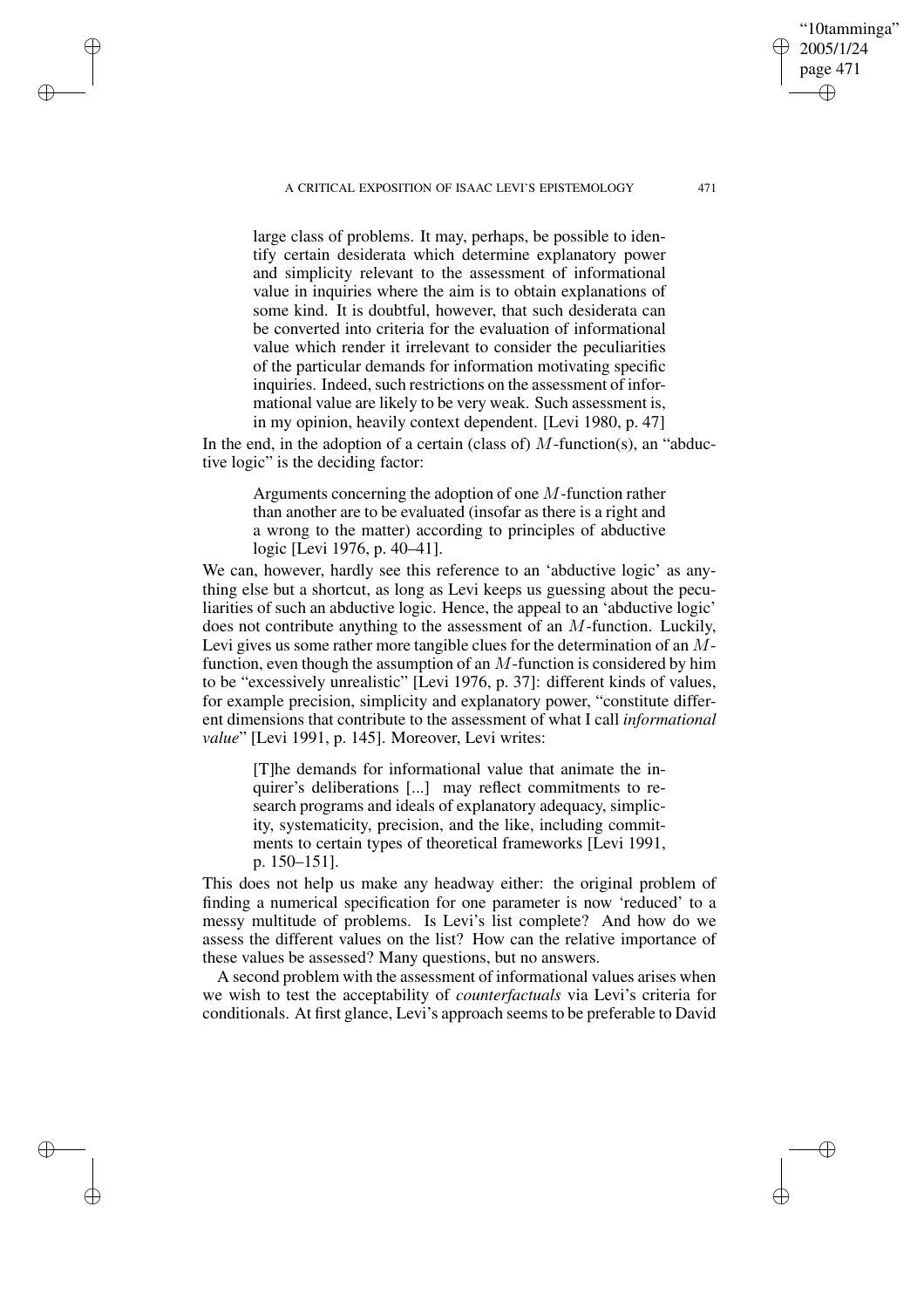> large class of problems. It may, perhaps, be possible to identify certain desiderata which determine explanatory power and simplicity relevant to the assessment of informational value in inquiries where the aim is to obtain explanations of some kind. It is doubtful, however, that such desiderata can be converted into criteria for the evaluation of informational value which render it irrelevant to consider the peculiarities of the particular demands for information motivating specific inquiries. Indeed, such restrictions on the assessment of informational value are likely to be very weak. Such assessment is, in my opinion, heavily context dependent. [Levi 1980, p. 47]

In the end, in the adoption of a certain (class of) $M$-function(s), an "abductive logic" is the deciding factor:

> Arguments concerning the adoption of one $M$-function rather than another are to be evaluated (insofar as there is a right and a wrong to the matter) according to principles of abductive logic [Levi 1976, p. 40–41].

We can, however, hardly see this reference to an 'abductive logic' as anything else but a shortcut, as long as Levi keeps us guessing about the peculiarities of such an abductive logic. Hence, the appeal to an 'abductive logic' does not contribute anything to the assessment of an $M$-function. Luckily, Levi gives us some rather more tangible clues for the determination of an $M$-function, even though the assumption of an $M$-function is considered by him to be "excessively unrealistic" [Levi 1976, p. 37]: different kinds of values, for example precision, simplicity and explanatory power, "constitute different dimensions that contribute to the assessment of what I call *informational value*" [Levi 1991, p. 145]. Moreover, Levi writes:

> [T]he demands for informational value that animate the inquirer's deliberations [...] may reflect commitments to research programs and ideals of explanatory adequacy, simplicity, systematicity, precision, and the like, including commitments to certain types of theoretical frameworks [Levi 1991, p. 150–151].

This does not help us make any headway either: the original problem of finding a numerical specification for one parameter is now 'reduced' to a messy multitude of problems. Is Levi's list complete? And how do we assess the different values on the list? How can the relative importance of these values be assessed? Many questions, but no answers.

A second problem with the assessment of informational values arises when we wish to test the acceptability of *counterfactuals* via Levi's criteria for conditionals. At first glance, Levi's approach seems to be preferable to David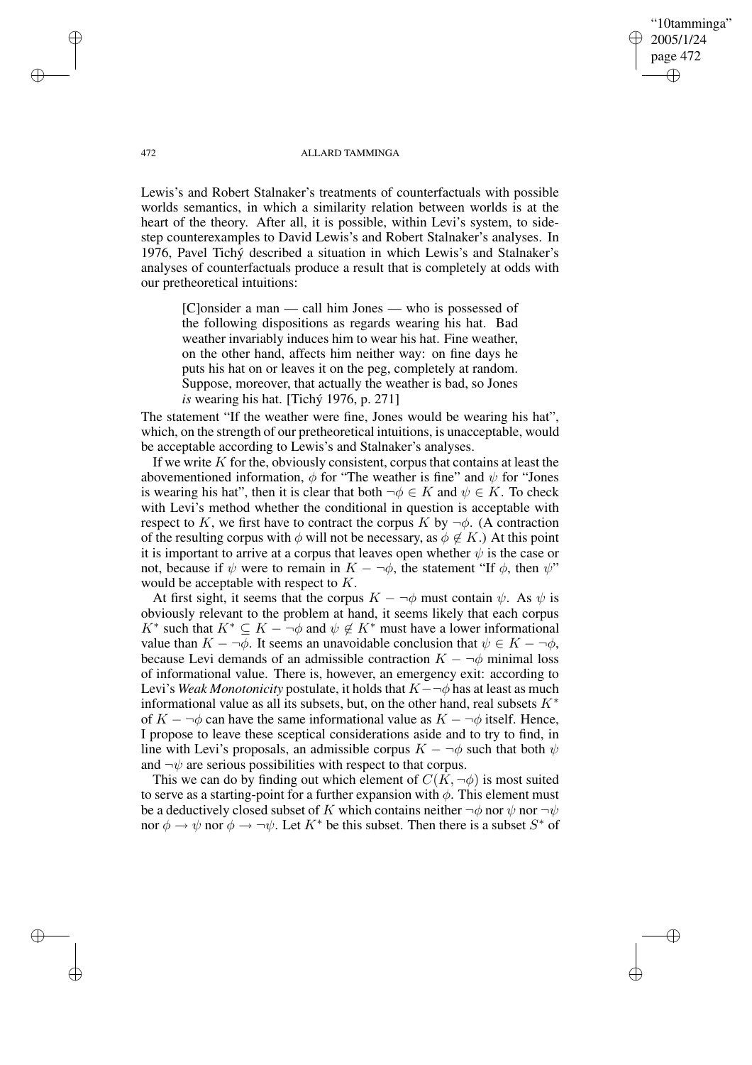Lewis's and Robert Stalnaker's treatments of counterfactuals with possible worlds semantics, in which a similarity relation between worlds is at the heart of the theory. After all, it is possible, within Levi's system, to sidestep counterexamples to David Lewis's and Robert Stalnaker's analyses. In 1976, Pavel Tichý described a situation in which Lewis's and Stalnaker's analyses of counterfactuals produce a result that is completely at odds with our pretheoretical intuitions:

> [C]onsider a man — call him Jones — who is possessed of the following dispositions as regards wearing his hat. Bad weather invariably induces him to wear his hat. Fine weather, on the other hand, affects him neither way: on fine days he puts his hat on or leaves it on the peg, completely at random. Suppose, moreover, that actually the weather is bad, so Jones *is* wearing his hat. [Tichý 1976, p. 271]

The statement "If the weather were fine, Jones would be wearing his hat", which, on the strength of our pretheoretical intuitions, is unacceptable, would be acceptable according to Lewis's and Stalnaker's analyses.

If we write $K$ for the, obviously consistent, corpus that contains at least the abovementioned information, $\phi$ for "The weather is fine" and $\psi$ for "Jones is wearing his hat", then it is clear that both $\neg\phi \in K$ and $\psi \in K$. To check with Levi's method whether the conditional in question is acceptable with respect to $K$, we first have to contract the corpus $K$ by $\neg\phi$. (A contraction of the resulting corpus with $\phi$ will not be necessary, as $\phi \notin K$.) At this point it is important to arrive at a corpus that leaves open whether $\psi$ is the case or not, because if $\psi$ were to remain in $K - \neg\phi$, the statement "If $\phi$, then $\psi$" would be acceptable with respect to $K$.

At first sight, it seems that the corpus $K - \neg\phi$ must contain $\psi$. As $\psi$ is obviously relevant to the problem at hand, it seems likely that each corpus $K^*$ such that $K^* \subseteq K - \neg\phi$ and $\psi \notin K^*$ must have a lower informational value than $K - \neg\phi$. It seems an unavoidable conclusion that $\psi \in K - \neg\phi$, because Levi demands of an admissible contraction $K - \neg\phi$ minimal loss of informational value. There is, however, an emergency exit: according to Levi's *Weak Monotonicity* postulate, it holds that $K - \neg\phi$ has at least as much informational value as all its subsets, but, on the other hand, real subsets $K^*$ of $K - \neg\phi$ can have the same informational value as $K - \neg\phi$ itself. Hence, I propose to leave these sceptical considerations aside and to try to find, in line with Levi's proposals, an admissible corpus $K - \neg\phi$ such that both $\psi$ and $\neg\psi$ are serious possibilities with respect to that corpus.

This we can do by finding out which element of $C(K, \neg\phi)$ is most suited to serve as a starting-point for a further expansion with $\phi$. This element must be a deductively closed subset of $K$ which contains neither $\neg\phi$ nor $\psi$ nor $\neg\psi$ nor $\phi \to \psi$ nor $\phi \to \neg\psi$. Let $K^*$ be this subset. Then there is a subset $S^*$ of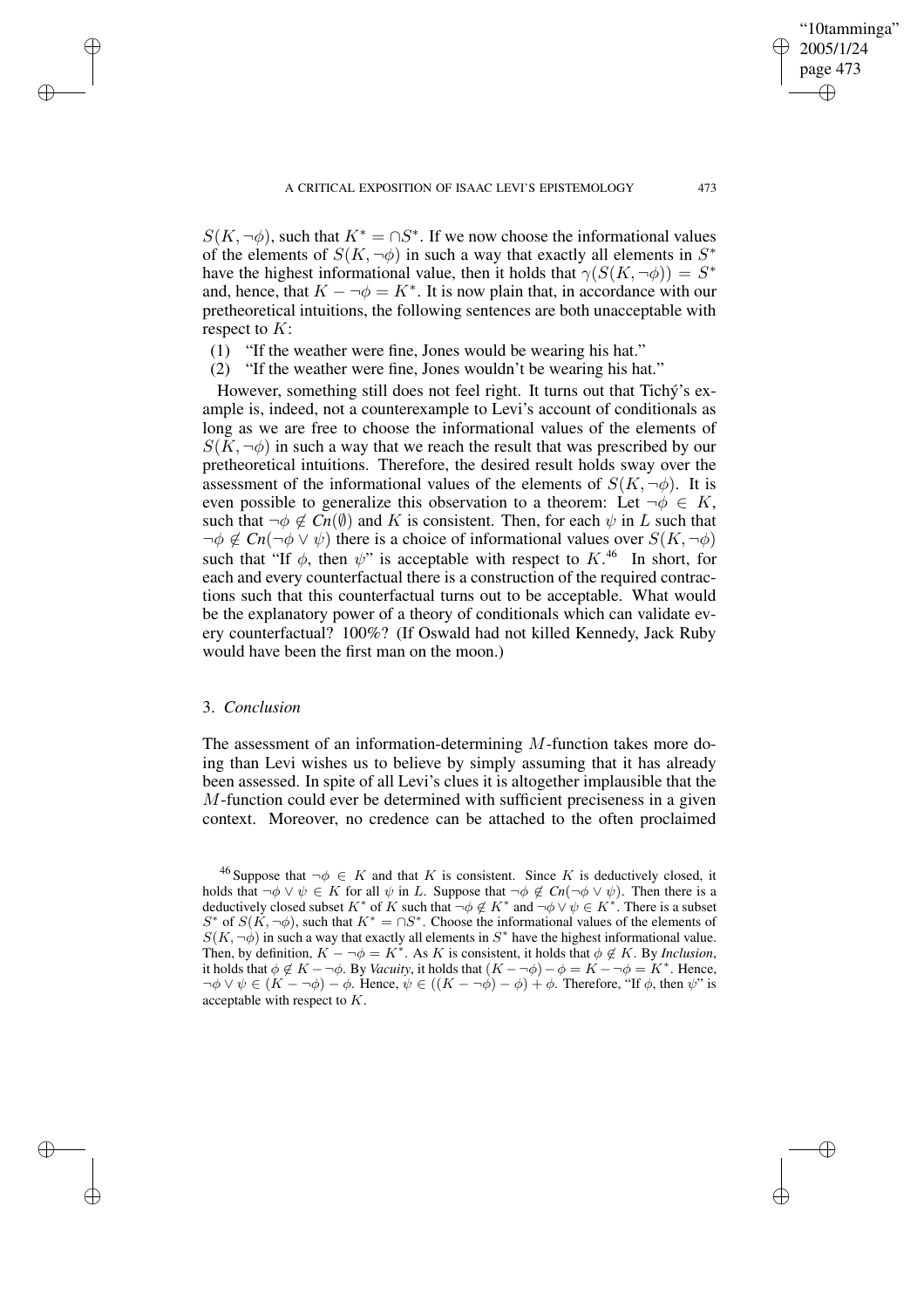$S(K, \neg\phi)$, such that $K^* = \cap S^*$. If we now choose the informational values of the elements of $S(K, \neg\phi)$ in such a way that exactly all elements in $S^*$ have the highest informational value, then it holds that $\gamma(S(K, \neg\phi)) = S^*$ and, hence, that $K - \neg\phi = K^*$. It is now plain that, in accordance with our pretheoretical intuitions, the following sentences are both unacceptable with respect to $K$:

(1) "If the weather were fine, Jones would be wearing his hat."
(2) "If the weather were fine, Jones wouldn't be wearing his hat."

However, something still does not feel right. It turns out that Tichý's example is, indeed, not a counterexample to Levi's account of conditionals as long as we are free to choose the informational values of the elements of $S(K, \neg\phi)$ in such a way that we reach the result that was prescribed by our pretheoretical intuitions. Therefore, the desired result holds sway over the assessment of the informational values of the elements of $S(K, \neg\phi)$. It is even possible to generalize this observation to a theorem: Let $\neg\phi \in K$, such that $\neg\phi \notin Cn(\emptyset)$ and $K$ is consistent. Then, for each $\psi$ in $L$ such that $\neg\phi \notin Cn(\neg\phi \vee \psi)$ there is a choice of informational values over $S(K, \neg\phi)$ such that "If $\phi$, then $\psi$" is acceptable with respect to $K$.[46] In short, for each and every counterfactual there is a construction of the required contractions such that this counterfactual turns out to be acceptable. What would be the explanatory power of a theory of conditionals which can validate every counterfactual? 100%? (If Oswald had not killed Kennedy, Jack Ruby would have been the first man on the moon.)

## 3. *Conclusion*

The assessment of an information-determining $M$-function takes more doing than Levi wishes us to believe by simply assuming that it has already been assessed. In spite of all Levi's clues it is altogether implausible that the $M$-function could ever be determined with sufficient preciseness in a given context. Moreover, no credence can be attached to the often proclaimed

[46] Suppose that $\neg\phi \in K$ and that $K$ is consistent. Since $K$ is deductively closed, it holds that $\neg\phi \vee \psi \in K$ for all $\psi$ in $L$. Suppose that $\neg\phi \notin Cn(\neg\phi \vee \psi)$. Then there is a deductively closed subset $K^*$ of $K$ such that $\neg\phi \notin K^*$ and $\neg\phi \vee \psi \in K^*$. There is a subset $S^*$ of $S(K, \neg\phi)$, such that $K^* = \cap S^*$. Choose the informational values of the elements of $S(K, \neg\phi)$ in such a way that exactly all elements in $S^*$ have the highest informational value. Then, by definition, $K - \neg\phi = K^*$. As $K$ is consistent, it holds that $\phi \notin K$. By *Inclusion*, it holds that $\phi \notin K - \neg\phi$. By *Vacuity*, it holds that $(K - \neg\phi) - \phi = K - \neg\phi = K^*$. Hence, $\neg\phi \vee \psi \in (K - \neg\phi) - \phi$. Hence, $\psi \in ((K - \neg\phi) - \phi) + \phi$. Therefore, "If $\phi$, then $\psi$" is acceptable with respect to $K$.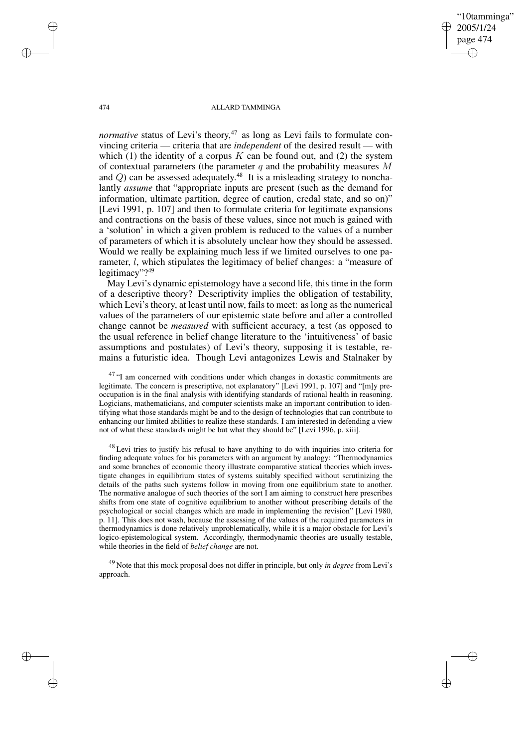*normative* status of Levi's theory,[47] as long as Levi fails to formulate convincing criteria — criteria that are *independent* of the desired result — with which (1) the identity of a corpus $K$ can be found out, and (2) the system of contextual parameters (the parameter $q$ and the probability measures $M$ and $Q$) can be assessed adequately.[48] It is a misleading strategy to nonchalantly *assume* that "appropriate inputs are present (such as the demand for information, ultimate partition, degree of caution, credal state, and so on)" [Levi 1991, p. 107] and then to formulate criteria for legitimate expansions and contractions on the basis of these values, since not much is gained with a 'solution' in which a given problem is reduced to the values of a number of parameters of which it is absolutely unclear how they should be assessed. Would we really be explaining much less if we limited ourselves to one parameter, $l$, which stipulates the legitimacy of belief changes: a "measure of legitimacy"?[49]

May Levi's dynamic epistemology have a second life, this time in the form of a descriptive theory? Descriptivity implies the obligation of testability, which Levi's theory, at least until now, fails to meet: as long as the numerical values of the parameters of our epistemic state before and after a controlled change cannot be *measured* with sufficient accuracy, a test (as opposed to the usual reference in belief change literature to the 'intuitiveness' of basic assumptions and postulates) of Levi's theory, supposing it is testable, remains a futuristic idea. Though Levi antagonizes Lewis and Stalnaker by

[47] "I am concerned with conditions under which changes in doxastic commitments are legitimate. The concern is prescriptive, not explanatory" [Levi 1991, p. 107] and "[m]y preoccupation is in the final analysis with identifying standards of rational health in reasoning. Logicians, mathematicians, and computer scientists make an important contribution to identifying what those standards might be and to the design of technologies that can contribute to enhancing our limited abilities to realize these standards. I am interested in defending a view not of what these standards might be but what they should be" [Levi 1996, p. xiii].

[48] Levi tries to justify his refusal to have anything to do with inquiries into criteria for finding adequate values for his parameters with an argument by analogy: "Thermodynamics and some branches of economic theory illustrate comparative statical theories which investigate changes in equilibrium states of systems suitably specified without scrutinizing the details of the paths such systems follow in moving from one equilibrium state to another. The normative analogue of such theories of the sort I am aiming to construct here prescribes shifts from one state of cognitive equilibrium to another without prescribing details of the psychological or social changes which are made in implementing the revision" [Levi 1980, p. 11]. This does not wash, because the assessing of the values of the required parameters in thermodynamics is done relatively unproblematically, while it is a major obstacle for Levi's logico-epistemological system. Accordingly, thermodynamic theories are usually testable, while theories in the field of *belief change* are not.

[49] Note that this mock proposal does not differ in principle, but only *in degree* from Levi's approach.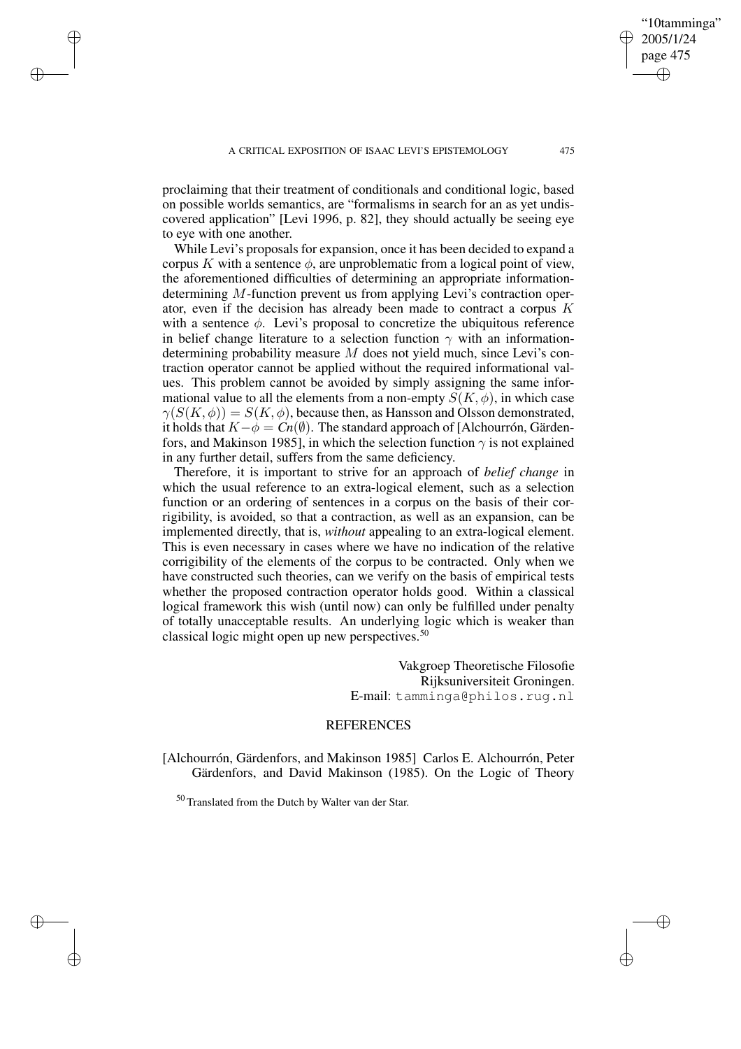proclaiming that their treatment of conditionals and conditional logic, based on possible worlds semantics, are "formalisms in search for an as yet undiscovered application" [Levi 1996, p. 82], they should actually be seeing eye to eye with one another.

While Levi's proposals for expansion, once it has been decided to expand a corpus $K$ with a sentence $\phi$, are unproblematic from a logical point of view, the aforementioned difficulties of determining an appropriate information-determining $M$-function prevent us from applying Levi's contraction operator, even if the decision has already been made to contract a corpus $K$ with a sentence $\phi$. Levi's proposal to concretize the ubiquitous reference in belief change literature to a selection function $\gamma$ with an information-determining probability measure $M$ does not yield much, since Levi's contraction operator cannot be applied without the required informational values. This problem cannot be avoided by simply assigning the same informational value to all the elements from a non-empty $S(K, \phi)$, in which case $\gamma(S(K, \phi)) = S(K, \phi)$, because then, as Hansson and Olsson demonstrated, it holds that $K - \phi = Cn(\emptyset)$. The standard approach of [Alchourrón, Gärdenfors, and Makinson 1985], in which the selection function $\gamma$ is not explained in any further detail, suffers from the same deficiency.

Therefore, it is important to strive for an approach of *belief change* in which the usual reference to an extra-logical element, such as a selection function or an ordering of sentences in a corpus on the basis of their corrigibility, is avoided, so that a contraction, as well as an expansion, can be implemented directly, that is, *without* appealing to an extra-logical element. This is even necessary in cases where we have no indication of the relative corrigibility of the elements of the corpus to be contracted. Only when we have constructed such theories, can we verify on the basis of empirical tests whether the proposed contraction operator holds good. Within a classical logical framework this wish (until now) can only be fulfilled under penalty of totally unacceptable results. An underlying logic which is weaker than classical logic might open up new perspectives.[50]

Vakgroep Theoretische Filosofie
Rijksuniversiteit Groningen.
E-mail: tamminga@philos.rug.nl

## REFERENCES

[Alchourrón, Gärdenfors, and Makinson 1985] Carlos E. Alchourrón, Peter Gärdenfors, and David Makinson (1985). On the Logic of Theory

[50] Translated from the Dutch by Walter van der Star.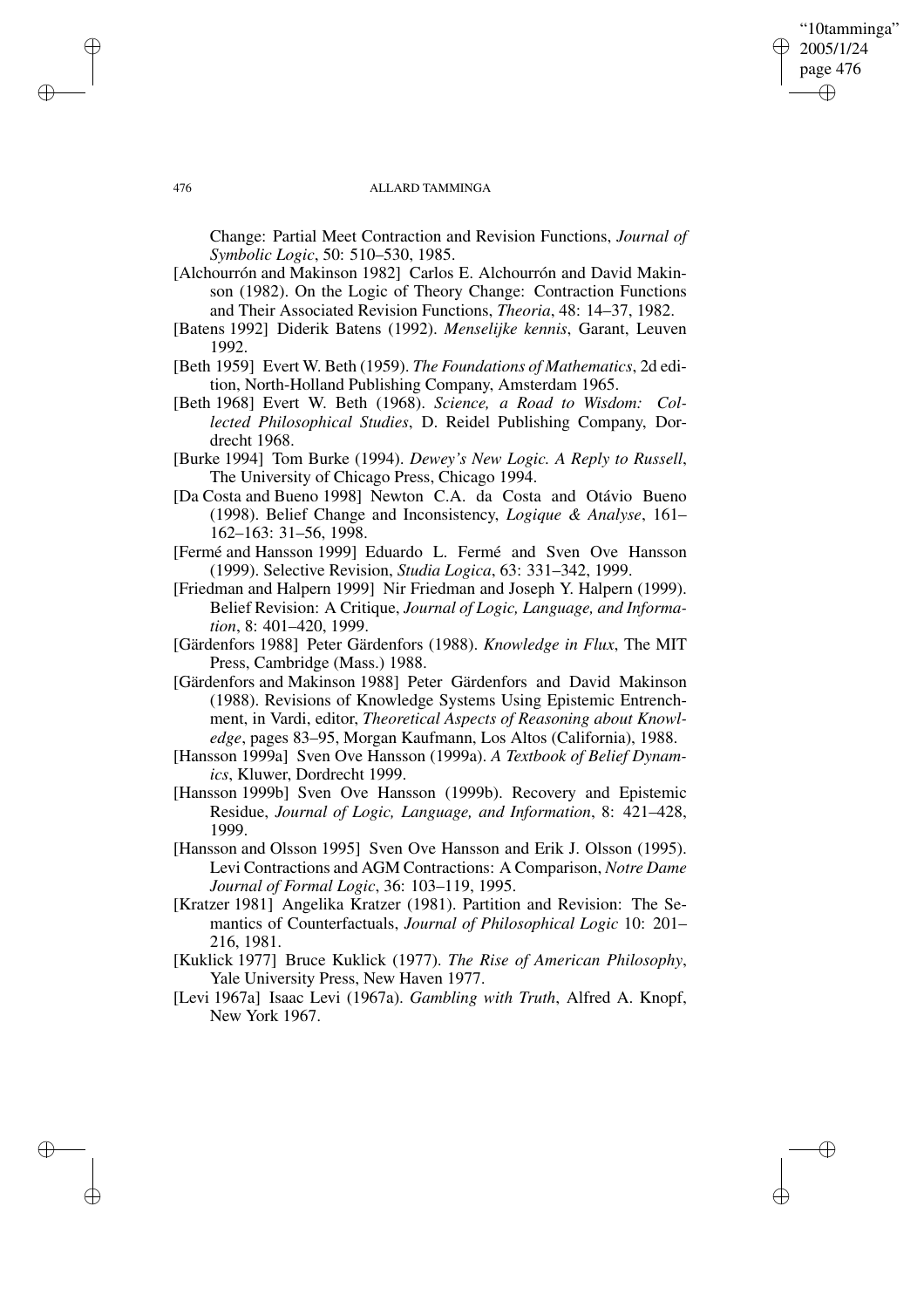Change: Partial Meet Contraction and Revision Functions, *Journal of Symbolic Logic*, 50: 510–530, 1985.

[Alchourrón and Makinson 1982] Carlos E. Alchourrón and David Makinson (1982). On the Logic of Theory Change: Contraction Functions and Their Associated Revision Functions, *Theoria*, 48: 14–37, 1982.

[Batens 1992] Diderik Batens (1992). *Menselijke kennis*, Garant, Leuven 1992.

[Beth 1959] Evert W. Beth (1959). *The Foundations of Mathematics*, 2d edition, North-Holland Publishing Company, Amsterdam 1965.

[Beth 1968] Evert W. Beth (1968). *Science, a Road to Wisdom: Collected Philosophical Studies*, D. Reidel Publishing Company, Dordrecht 1968.

[Burke 1994] Tom Burke (1994). *Dewey's New Logic. A Reply to Russell*, The University of Chicago Press, Chicago 1994.

[Da Costa and Bueno 1998] Newton C.A. da Costa and Otávio Bueno (1998). Belief Change and Inconsistency, *Logique & Analyse*, 161–162–163: 31–56, 1998.

[Fermé and Hansson 1999] Eduardo L. Fermé and Sven Ove Hansson (1999). Selective Revision, *Studia Logica*, 63: 331–342, 1999.

[Friedman and Halpern 1999] Nir Friedman and Joseph Y. Halpern (1999). Belief Revision: A Critique, *Journal of Logic, Language, and Information*, 8: 401–420, 1999.

[Gärdenfors 1988] Peter Gärdenfors (1988). *Knowledge in Flux*, The MIT Press, Cambridge (Mass.) 1988.

[Gärdenfors and Makinson 1988] Peter Gärdenfors and David Makinson (1988). Revisions of Knowledge Systems Using Epistemic Entrenchment, in Vardi, editor, *Theoretical Aspects of Reasoning about Knowledge*, pages 83–95, Morgan Kaufmann, Los Altos (California), 1988.

[Hansson 1999a] Sven Ove Hansson (1999a). *A Textbook of Belief Dynamics*, Kluwer, Dordrecht 1999.

[Hansson 1999b] Sven Ove Hansson (1999b). Recovery and Epistemic Residue, *Journal of Logic, Language, and Information*, 8: 421–428, 1999.

[Hansson and Olsson 1995] Sven Ove Hansson and Erik J. Olsson (1995). Levi Contractions and AGM Contractions: A Comparison, *Notre Dame Journal of Formal Logic*, 36: 103–119, 1995.

[Kratzer 1981] Angelika Kratzer (1981). Partition and Revision: The Semantics of Counterfactuals, *Journal of Philosophical Logic* 10: 201–216, 1981.

[Kuklick 1977] Bruce Kuklick (1977). *The Rise of American Philosophy*, Yale University Press, New Haven 1977.

[Levi 1967a] Isaac Levi (1967a). *Gambling with Truth*, Alfred A. Knopf, New York 1967.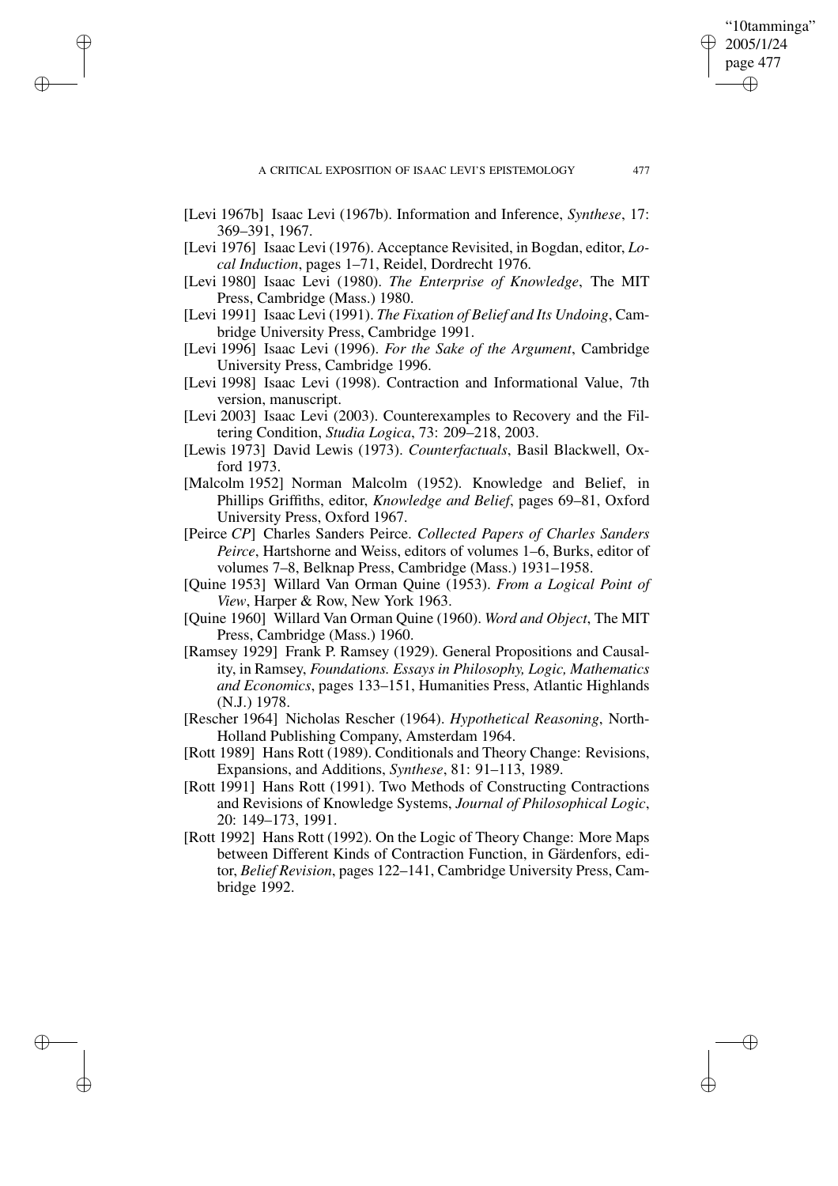[Levi 1967b] Isaac Levi (1967b). Information and Inference, *Synthese*, 17: 369–391, 1967.

[Levi 1976] Isaac Levi (1976). Acceptance Revisited, in Bogdan, editor, *Local Induction*, pages 1–71, Reidel, Dordrecht 1976.

[Levi 1980] Isaac Levi (1980). *The Enterprise of Knowledge*, The MIT Press, Cambridge (Mass.) 1980.

[Levi 1991] Isaac Levi (1991). *The Fixation of Belief and Its Undoing*, Cambridge University Press, Cambridge 1991.

[Levi 1996] Isaac Levi (1996). *For the Sake of the Argument*, Cambridge University Press, Cambridge 1996.

[Levi 1998] Isaac Levi (1998). Contraction and Informational Value, 7th version, manuscript.

[Levi 2003] Isaac Levi (2003). Counterexamples to Recovery and the Filtering Condition, *Studia Logica*, 73: 209–218, 2003.

[Lewis 1973] David Lewis (1973). *Counterfactuals*, Basil Blackwell, Oxford 1973.

[Malcolm 1952] Norman Malcolm (1952). Knowledge and Belief, in Phillips Griffiths, editor, *Knowledge and Belief*, pages 69–81, Oxford University Press, Oxford 1967.

[Peirce *CP*] Charles Sanders Peirce. *Collected Papers of Charles Sanders Peirce*, Hartshorne and Weiss, editors of volumes 1–6, Burks, editor of volumes 7–8, Belknap Press, Cambridge (Mass.) 1931–1958.

[Quine 1953] Willard Van Orman Quine (1953). *From a Logical Point of View*, Harper & Row, New York 1963.

[Quine 1960] Willard Van Orman Quine (1960). *Word and Object*, The MIT Press, Cambridge (Mass.) 1960.

[Ramsey 1929] Frank P. Ramsey (1929). General Propositions and Causality, in Ramsey, *Foundations. Essays in Philosophy, Logic, Mathematics and Economics*, pages 133–151, Humanities Press, Atlantic Highlands (N.J.) 1978.

[Rescher 1964] Nicholas Rescher (1964). *Hypothetical Reasoning*, North-Holland Publishing Company, Amsterdam 1964.

[Rott 1989] Hans Rott (1989). Conditionals and Theory Change: Revisions, Expansions, and Additions, *Synthese*, 81: 91–113, 1989.

[Rott 1991] Hans Rott (1991). Two Methods of Constructing Contractions and Revisions of Knowledge Systems, *Journal of Philosophical Logic*, 20: 149–173, 1991.

[Rott 1992] Hans Rott (1992). On the Logic of Theory Change: More Maps between Different Kinds of Contraction Function, in Gärdenfors, editor, *Belief Revision*, pages 122–141, Cambridge University Press, Cambridge 1992.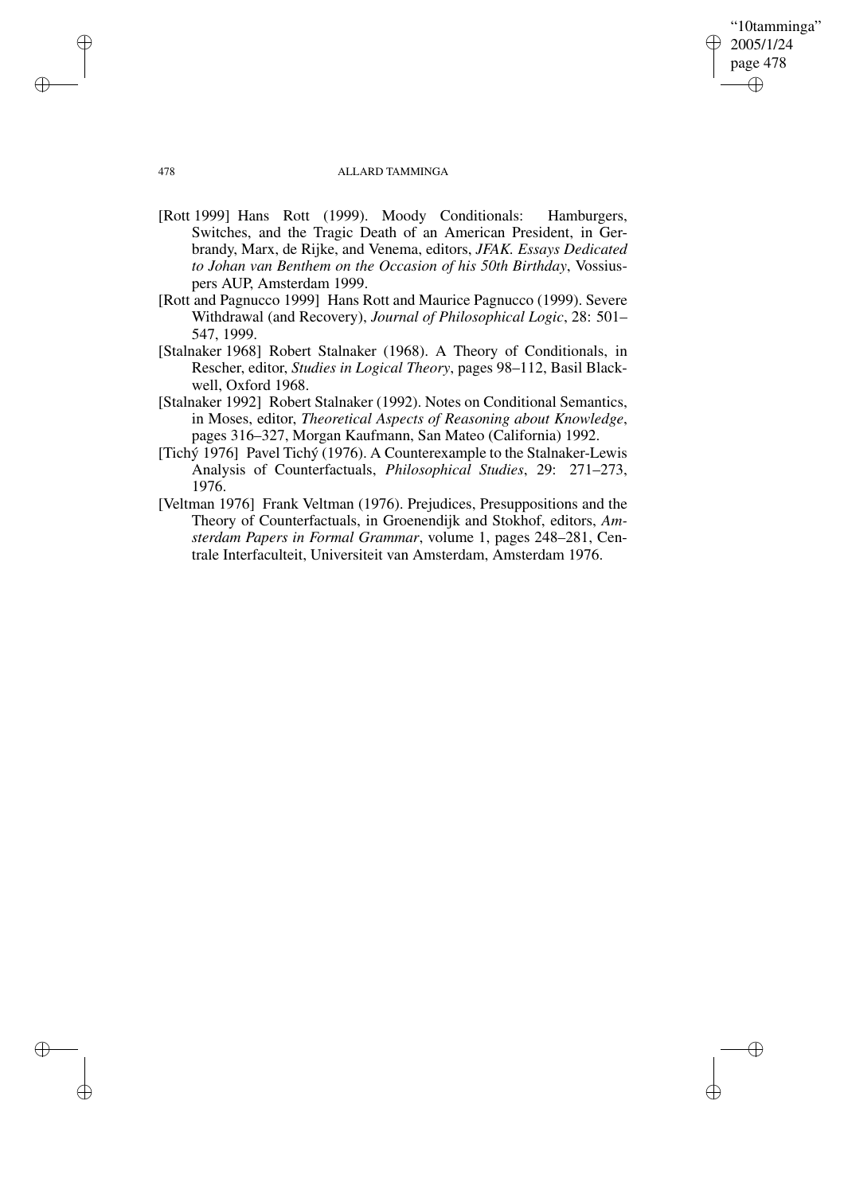[Rott 1999] Hans Rott (1999). Moody Conditionals: Hamburgers, Switches, and the Tragic Death of an American President, in Gerbrandy, Marx, de Rijke, and Venema, editors, *JFAK. Essays Dedicated to Johan van Benthem on the Occasion of his 50th Birthday*, Vossiuspers AUP, Amsterdam 1999.

[Rott and Pagnucco 1999] Hans Rott and Maurice Pagnucco (1999). Severe Withdrawal (and Recovery), *Journal of Philosophical Logic*, 28: 501–547, 1999.

[Stalnaker 1968] Robert Stalnaker (1968). A Theory of Conditionals, in Rescher, editor, *Studies in Logical Theory*, pages 98–112, Basil Blackwell, Oxford 1968.

[Stalnaker 1992] Robert Stalnaker (1992). Notes on Conditional Semantics, in Moses, editor, *Theoretical Aspects of Reasoning about Knowledge*, pages 316–327, Morgan Kaufmann, San Mateo (California) 1992.

[Tichý 1976] Pavel Tichý (1976). A Counterexample to the Stalnaker-Lewis Analysis of Counterfactuals, *Philosophical Studies*, 29: 271–273, 1976.

[Veltman 1976] Frank Veltman (1976). Prejudices, Presuppositions and the Theory of Counterfactuals, in Groenendijk and Stokhof, editors, *Amsterdam Papers in Formal Grammar*, volume 1, pages 248–281, Centrale Interfaculteit, Universiteit van Amsterdam, Amsterdam 1976.